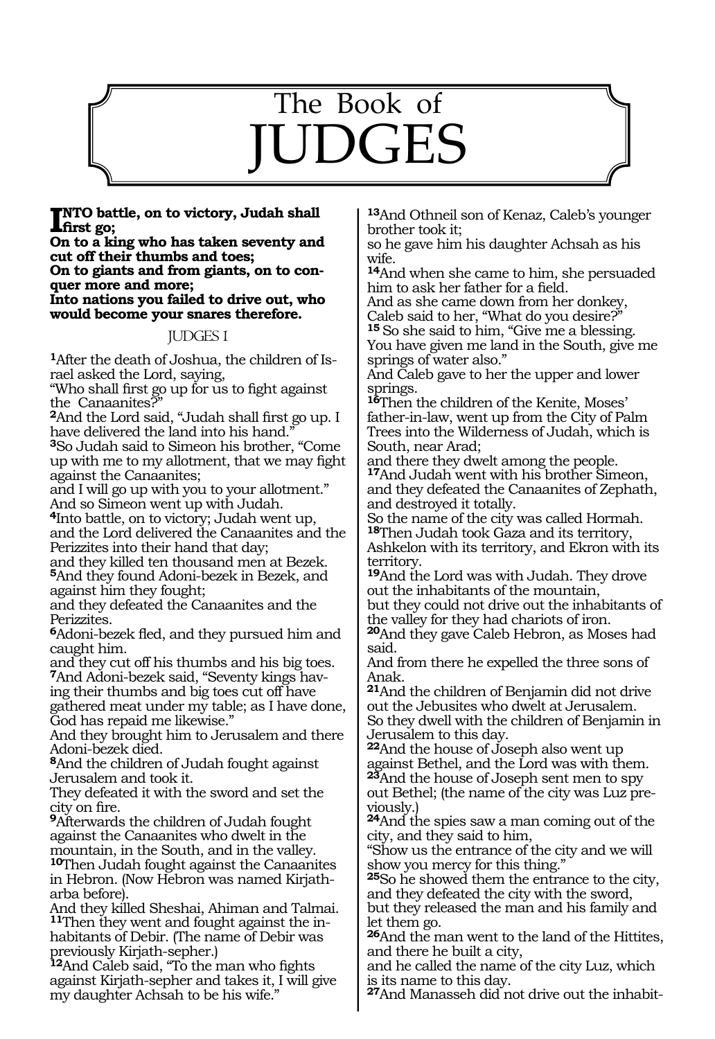# The Book of JUDGES

**INTO battle, on to victory, Judah shall first go;**
**On to a king who has taken seventy and cut off their thumbs and toes;**
**On to giants and from giants, on to conquer more and more;**
**Into nations you failed to drive out, who would become your snares therefore.**

## JUDGES 1

**1**After the death of Joshua, the children of Israel asked the Lord, saying,
"Who shall first go up for us to fight against the Canaanites?"
**2**And the Lord said, "Judah shall first go up. I have delivered the land into his hand."
**3**So Judah said to Simeon his brother, "Come up with me to my allotment, that we may fight against the Canaanites;
and I will go up with you to your allotment."
And so Simeon went up with Judah.
**4**Into battle, on to victory; Judah went up, and the Lord delivered the Canaanites and the Perizzites into their hand that day;
and they killed ten thousand men at Bezek.
**5**And they found Adoni-bezek in Bezek, and against him they fought;
and they defeated the Canaanites and the Perizzites.
**6**Adoni-bezek fled, and they pursued him and caught him.
and they cut off his thumbs and his big toes.
**7**And Adoni-bezek said, "Seventy kings having their thumbs and big toes cut off have gathered meat under my table; as I have done, God has repaid me likewise."
And they brought him to Jerusalem and there Adoni-bezek died.
**8**And the children of Judah fought against Jerusalem and took it.
They defeated it with the sword and set the city on fire.
**9**Afterwards the children of Judah fought against the Canaanites who dwelt in the mountain, in the South, and in the valley.
**10**Then Judah fought against the Canaanites in Hebron. (Now Hebron was named Kirjath-arba before).
And they killed Sheshai, Ahiman and Talmai.
**11**Then they went and fought against the inhabitants of Debir. (The name of Debir was previously Kirjath-sepher.)
**12**And Caleb said, "To the man who fights against Kirjath-sepher and takes it, I will give my daughter Achsah to be his wife."
**13**And Othneil son of Kenaz, Caleb's younger brother took it;
so he gave him his daughter Achsah as his wife.
**14**And when she came to him, she persuaded him to ask her father for a field.
And as she came down from her donkey, Caleb said to her, "What do you desire?"
**15** So she said to him, "Give me a blessing. You have given me land in the South, give me springs of water also."
And Caleb gave to her the upper and lower springs.
**16**Then the children of the Kenite, Moses' father-in-law, went up from the City of Palm Trees into the Wilderness of Judah, which is South, near Arad;
and there they dwelt among the people.
**17**And Judah went with his brother Simeon, and they defeated the Canaanites of Zephath, and destroyed it totally.
So the name of the city was called Hormah.
**18**Then Judah took Gaza and its territory, Ashkelon with its territory, and Ekron with its territory.
**19**And the Lord was with Judah. They drove out the inhabitants of the mountain,
but they could not drive out the inhabitants of the valley for they had chariots of iron.
**20**And they gave Caleb Hebron, as Moses had said.
And from there he expelled the three sons of Anak.
**21**And the children of Benjamin did not drive out the Jebusites who dwelt at Jerusalem.
So they dwell with the children of Benjamin in Jerusalem to this day.
**22**And the house of Joseph also went up against Bethel, and the Lord was with them.
**23**And the house of Joseph sent men to spy out Bethel; (the name of the city was Luz previously.)
**24**And the spies saw a man coming out of the city, and they said to him,
"Show us the entrance of the city and we will show you mercy for this thing."
**25**So he showed them the entrance to the city, and they defeated the city with the sword,
but they released the man and his family and let them go.
**26**And the man went to the land of the Hittites, and there he built a city,
and he called the name of the city Luz, which is its name to this day.
**27**And Manasseh did not drive out the inhabit-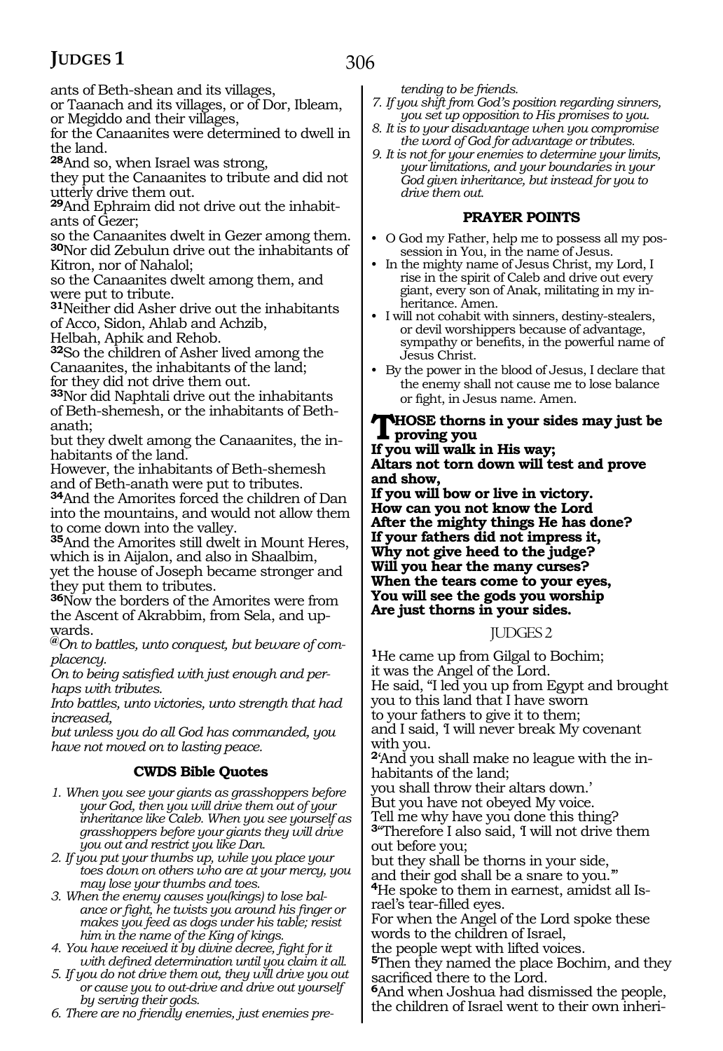ants of Beth-shean and its villages,
or Taanach and its villages, or of Dor, Ibleam, or Megiddo and their villages,
for the Canaanites were determined to dwell in the land.

**28**And so, when Israel was strong,
they put the Canaanites to tribute and did not utterly drive them out.

**29**And Ephraim did not drive out the inhabitants of Gezer;
so the Canaanites dwelt in Gezer among them.

**30**Nor did Zebulun drive out the inhabitants of Kitron, nor of Nahalol;
so the Canaanites dwelt among them, and were put to tribute.

**31**Neither did Asher drive out the inhabitants of Acco, Sidon, Ahlab and Achzib,
Helbah, Aphik and Rehob.

**32**So the children of Asher lived among the Canaanites, the inhabitants of the land;
for they did not drive them out.

**33**Nor did Naphtali drive out the inhabitants of Beth-shemesh, or the inhabitants of Beth-anath;
but they dwelt among the Canaanites, the inhabitants of the land.
However, the inhabitants of Beth-shemesh and of Beth-anath were put to tributes.

**34**And the Amorites forced the children of Dan into the mountains, and would not allow them to come down into the valley.

**35**And the Amorites still dwelt in Mount Heres, which is in Aijalon, and also in Shaalbim,
yet the house of Joseph became stronger and they put them to tributes.

**36**Now the borders of the Amorites were from the Ascent of Akrabbim, from Sela, and upwards.

*@On to battles, unto conquest, but beware of complacency.*
*On to being satisfied with just enough and perhaps with tributes.*
*Into battles, unto victories, unto strength that had increased,*
*but unless you do all God has commanded, you have not moved on to lasting peace.*

### CWDS Bible Quotes

1. *When you see your giants as grasshoppers before your God, then you will drive them out of your inheritance like Caleb. When you see yourself as grasshoppers before your giants they will drive you out and restrict you like Dan.*
2. *If you put your thumbs up, while you place your toes down on others who are at your mercy, you may lose your thumbs and toes.*
3. *When the enemy causes you(kings) to lose balance or fight, he twists you around his finger or makes you feed as dogs under his table; resist him in the name of the King of kings.*
4. *You have received it by divine decree, fight for it with defined determination until you claim it all.*
5. *If you do not drive them out, they will drive you out or cause you to out-drive and drive out yourself by serving their gods.*
6. *There are no friendly enemies, just enemies pretending to be friends.*
7. *If you shift from God's position regarding sinners, you set up opposition to His promises to you.*
8. *It is to your disadvantage when you compromise the word of God for advantage or tributes.*
9. *It is not for your enemies to determine your limits, your limitations, and your boundaries in your God given inheritance, but instead for you to drive them out.*

### PRAYER POINTS

- O God my Father, help me to possess all my possession in You, in the name of Jesus.
- In the mighty name of Jesus Christ, my Lord, I rise in the spirit of Caleb and drive out every giant, every son of Anak, militating in my inheritance. Amen.
- I will not cohabit with sinners, destiny-stealers, or devil worshippers because of advantage, sympathy or benefits, in the powerful name of Jesus Christ.
- By the power in the blood of Jesus, I declare that the enemy shall not cause me to lose balance or fight, in Jesus name. Amen.

**THOSE thorns in your sides may just be proving you**
**If you will walk in His way;**
**Altars not torn down will test and prove and show,**
**If you will bow or live in victory.**
**How can you not know the Lord**
**After the mighty things He has done?**
**If your fathers did not impress it,**
**Why not give heed to the judge?**
**Will you hear the many curses?**
**When the tears come to your eyes,**
**You will see the gods you worship**
**Are just thorns in your sides.**

## JUDGES 2

**1**He came up from Gilgal to Bochim;
it was the Angel of the Lord.
He said, "I led you up from Egypt and brought you to this land that I have sworn
to your fathers to give it to them;
and I said, 'I will never break My covenant with you.

**2**'And you shall make no league with the inhabitants of the land;
you shall throw their altars down.'
But you have not obeyed My voice.
Tell me why have you done this thing?

**3**"Therefore I also said, 'I will not drive them out before you;
but they shall be thorns in your side,
and their god shall be a snare to you.'"

**4**He spoke to them in earnest, amidst all Israel's tear-filled eyes.
For when the Angel of the Lord spoke these words to the children of Israel,
the people wept with lifted voices.

**5**Then they named the place Bochim, and they sacrificed there to the Lord.

**6**And when Joshua had dismissed the people, the children of Israel went to their own inheri-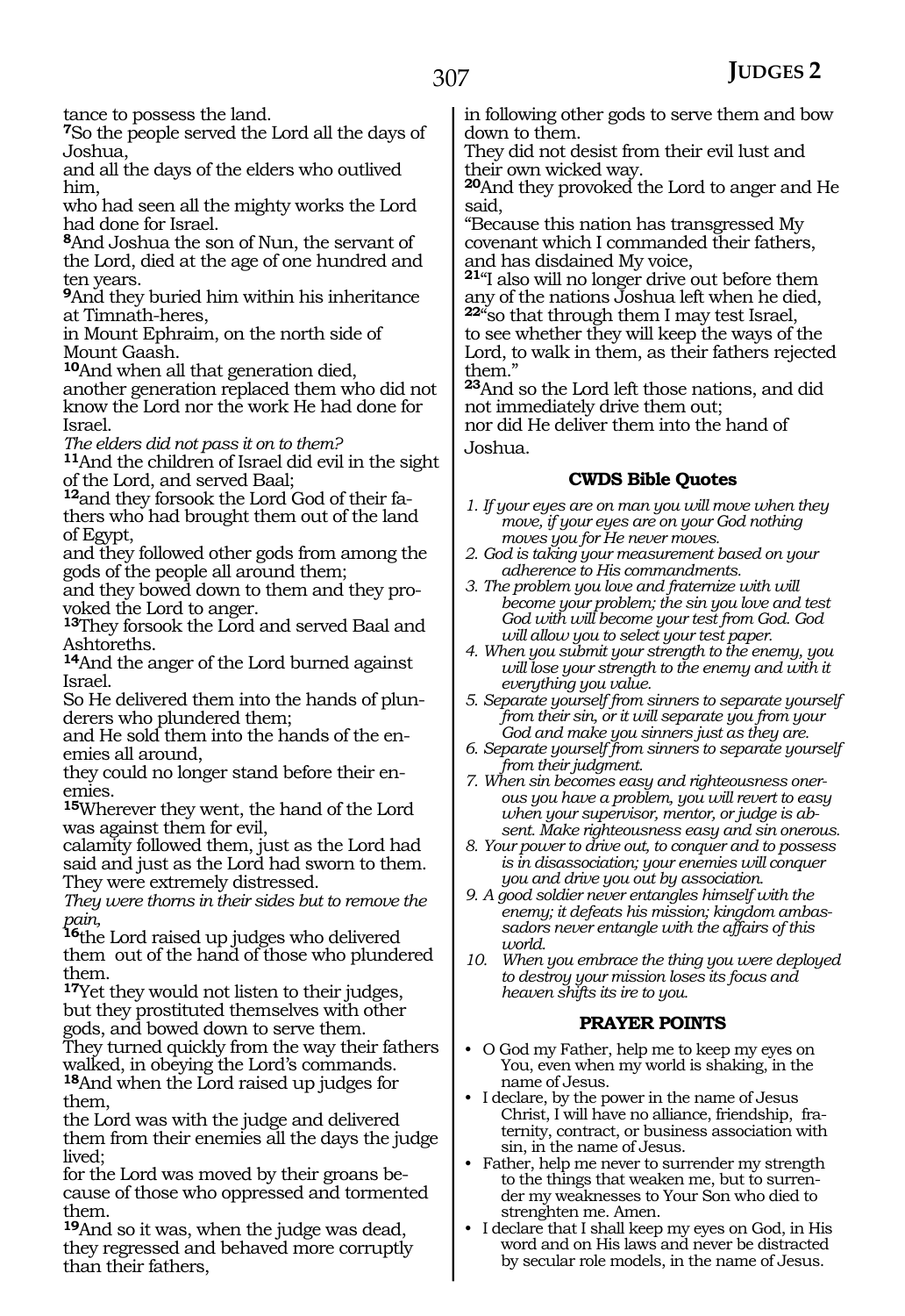tance to possess the land.

**7**So the people served the Lord all the days of Joshua,
and all the days of the elders who outlived him,
who had seen all the mighty works the Lord had done for Israel.

**8**And Joshua the son of Nun, the servant of the Lord, died at the age of one hundred and ten years.

**9**And they buried him within his inheritance at Timnath-heres,
in Mount Ephraim, on the north side of Mount Gaash.

**10**And when all that generation died,
another generation replaced them who did not know the Lord nor the work He had done for Israel.

*The elders did not pass it on to them?*

**11**And the children of Israel did evil in the sight of the Lord, and served Baal;

**12**and they forsook the Lord God of their fathers who had brought them out of the land of Egypt,
and they followed other gods from among the gods of the people all around them;
and they bowed down to them and they provoked the Lord to anger.

**13**They forsook the Lord and served Baal and Ashtoreths.

**14**And the anger of the Lord burned against Israel.
So He delivered them into the hands of plunderers who plundered them;
and He sold them into the hands of the enemies all around,
they could no longer stand before their enemies.

**15**Wherever they went, the hand of the Lord was against them for evil,
calamity followed them, just as the Lord had said and just as the Lord had sworn to them.
They were extremely distressed.

*They were thorns in their sides but to remove the pain,*

**16**the Lord raised up judges who delivered them out of the hand of those who plundered them.

**17**Yet they would not listen to their judges,
but they prostituted themselves with other gods, and bowed down to serve them.
They turned quickly from the way their fathers walked, in obeying the Lord's commands.

**18**And when the Lord raised up judges for them,
the Lord was with the judge and delivered them from their enemies all the days the judge lived;
for the Lord was moved by their groans because of those who oppressed and tormented them.

**19**And so it was, when the judge was dead,
they regressed and behaved more corruptly than their fathers,
in following other gods to serve them and bow down to them.
They did not desist from their evil lust and their own wicked way.

**20**And they provoked the Lord to anger and He said,
"Because this nation has transgressed My covenant which I commanded their fathers,
and has disdained My voice,

**21**"I also will no longer drive out before them any of the nations Joshua left when he died,

**22**"so that through them I may test Israel,
to see whether they will keep the ways of the Lord, to walk in them, as their fathers rejected them."

**23**And so the Lord left those nations, and did not immediately drive them out;
nor did He deliver them into the hand of Joshua.

### CWDS Bible Quotes

1. *If your eyes are on man you will move when they move, if your eyes are on your God nothing moves you for He never moves.*
2. *God is taking your measurement based on your adherence to His commandments.*
3. *The problem you love and fraternize with will become your problem; the sin you love and test God with will become your test from God. God will allow you to select your test paper.*
4. *When you submit your strength to the enemy, you will lose your strength to the enemy and with it everything you value.*
5. *Separate yourself from sinners to separate yourself from their sin, or it will separate you from your God and make you sinners just as they are.*
6. *Separate yourself from sinners to separate yourself from their judgment.*
7. *When sin becomes easy and righteousness onerous you have a problem, you will revert to easy when your supervisor, mentor, or judge is absent. Make righteousness easy and sin onerous.*
8. *Your power to drive out, to conquer and to possess is in disassociation; your enemies will conquer you and drive you out by association.*
9. *A good soldier never entangles himself with the enemy; it defeats his mission; kingdom ambassadors never entangle with the affairs of this world.*
10. *When you embrace the thing you were deployed to destroy your mission loses its focus and heaven shifts its ire to you.*

### PRAYER POINTS

- O God my Father, help me to keep my eyes on You, even when my world is shaking, in the name of Jesus.
- I declare, by the power in the name of Jesus Christ, I will have no alliance, friendship, fraternity, contract, or business association with sin, in the name of Jesus.
- Father, help me never to surrender my strength to the things that weaken me, but to surrender my weaknesses to Your Son who died to strenghten me. Amen.
- I declare that I shall keep my eyes on God, in His word and on His laws and never be distracted by secular role models, in the name of Jesus.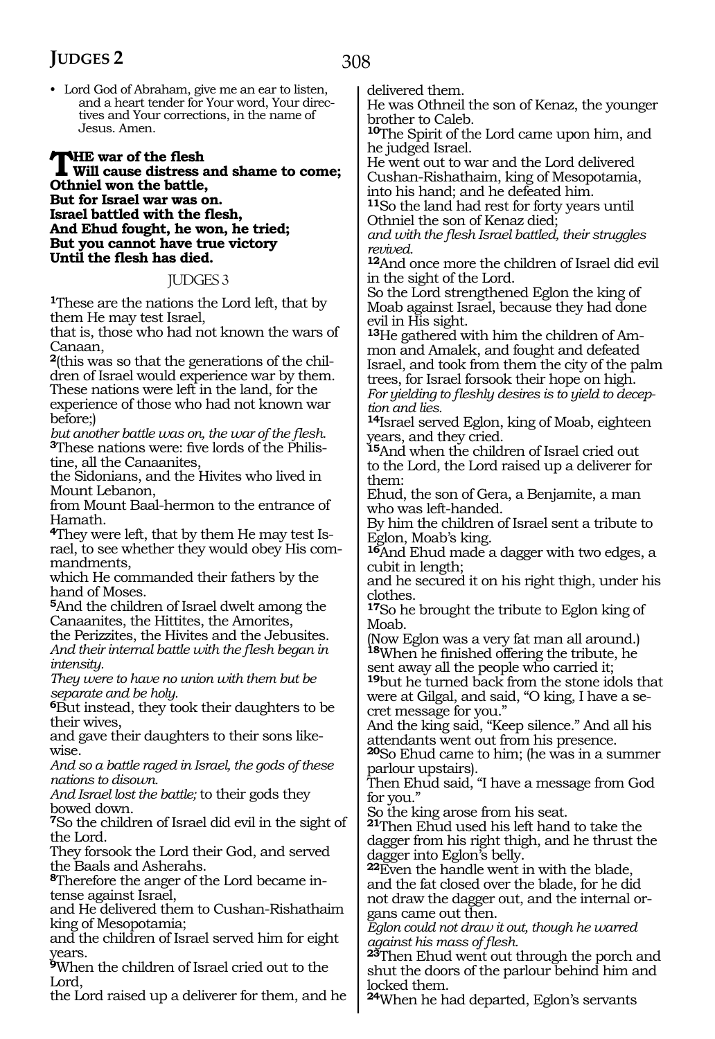- Lord God of Abraham, give me an ear to listen, and a heart tender for Your word, Your directives and Your corrections, in the name of Jesus. Amen.

**THE war of the flesh**
**Will cause distress and shame to come;**
**Othniel won the battle,**
**But for Israel war was on.**
**Israel battled with the flesh,**
**And Ehud fought, he won, he tried;**
**But you cannot have true victory**
**Until the flesh has died.**

## JUDGES 3

**1**These are the nations the Lord left, that by them He may test Israel,
that is, those who had not known the wars of Canaan,
**2**(this was so that the generations of the children of Israel would experience war by them. These nations were left in the land, for the experience of those who had not known war before;)
*but another battle was on, the war of the flesh.*
**3**These nations were: five lords of the Philistine, all the Canaanites,
the Sidonians, and the Hivites who lived in Mount Lebanon,
from Mount Baal-hermon to the entrance of Hamath.
**4**They were left, that by them He may test Israel, to see whether they would obey His commandments,
which He commanded their fathers by the hand of Moses.
**5**And the children of Israel dwelt among the Canaanites, the Hittites, the Amorites,
the Perizzites, the Hivites and the Jebusites.
*And their internal battle with the flesh began in intensity.*
*They were to have no union with them but be separate and be holy.*
**6**But instead, they took their daughters to be their wives,
and gave their daughters to their sons likewise.
*And so a battle raged in Israel, the gods of these nations to disown.*
*And Israel lost the battle;* to their gods they bowed down.
**7**So the children of Israel did evil in the sight of the Lord.
They forsook the Lord their God, and served the Baals and Asherahs.
**8**Therefore the anger of the Lord became intense against Israel,
and He delivered them to Cushan-Rishathaim king of Mesopotamia;
and the children of Israel served him for eight years.
**9**When the children of Israel cried out to the Lord,
the Lord raised up a deliverer for them, and he delivered them.
He was Othneil the son of Kenaz, the younger brother to Caleb.
**10**The Spirit of the Lord came upon him, and he judged Israel.
He went out to war and the Lord delivered Cushan-Rishathaim, king of Mesopotamia, into his hand; and he defeated him.
**11**So the land had rest for forty years until Othniel the son of Kenaz died;
*and with the flesh Israel battled, their struggles revived.*
**12**And once more the children of Israel did evil in the sight of the Lord.
So the Lord strengthened Eglon the king of Moab against Israel, because they had done evil in His sight.
**13**He gathered with him the children of Ammon and Amalek, and fought and defeated Israel, and took from them the city of the palm trees, for Israel forsook their hope on high.
*For yielding to fleshly desires is to yield to deception and lies.*
**14**Israel served Eglon, king of Moab, eighteen years, and they cried.
**15**And when the children of Israel cried out to the Lord, the Lord raised up a deliverer for them:
Ehud, the son of Gera, a Benjamite, a man who was left-handed.
By him the children of Israel sent a tribute to Eglon, Moab's king.
**16**And Ehud made a dagger with two edges, a cubit in length;
and he secured it on his right thigh, under his clothes.
**17**So he brought the tribute to Eglon king of Moab.
(Now Eglon was a very fat man all around.)
**18**When he finished offering the tribute, he sent away all the people who carried it;
**19**but he turned back from the stone idols that were at Gilgal, and said, "O king, I have a secret message for you."
And the king said, "Keep silence." And all his attendants went out from his presence.
**20**So Ehud came to him; (he was in a summer parlour upstairs).
Then Ehud said, "I have a message from God for you."
So the king arose from his seat.
**21**Then Ehud used his left hand to take the dagger from his right thigh, and he thrust the dagger into Eglon's belly.
**22**Even the handle went in with the blade, and the fat closed over the blade, for he did not draw the dagger out, and the internal organs came out then.
*Eglon could not draw it out, though he warred against his mass of flesh.*
**23**Then Ehud went out through the porch and shut the doors of the parlour behind him and locked them.
**24**When he had departed, Eglon's servants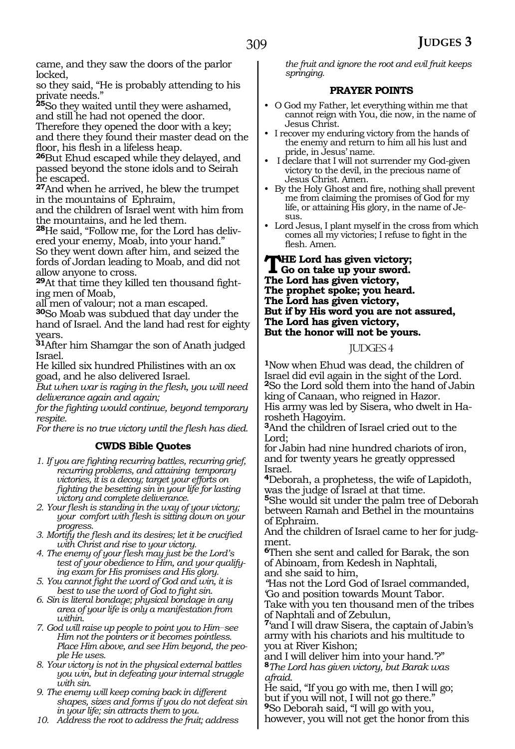came, and they saw the doors of the parlor locked,
so they said, "He is probably attending to his private needs."

**25**So they waited until they were ashamed, and still he had not opened the door.
Therefore they opened the door with a key; and there they found their master dead on the floor, his flesh in a lifeless heap.

**26**But Ehud escaped while they delayed, and passed beyond the stone idols and to Seirah he escaped.

**27**And when he arrived, he blew the trumpet in the mountains of Ephraim,
and the children of Israel went with him from the mountains, and he led them.

**28**He said, "Follow me, for the Lord has delivered your enemy, Moab, into your hand."
So they went down after him, and seized the fords of Jordan leading to Moab, and did not allow anyone to cross.

**29**At that time they killed ten thousand fighting men of Moab,
all men of valour; not a man escaped.

**30**So Moab was subdued that day under the hand of Israel. And the land had rest for eighty years.

**31**After him Shamgar the son of Anath judged Israel.
He killed six hundred Philistines with an ox goad, and he also delivered Israel.

*But when war is raging in the flesh, you will need deliverance again and again;*
*for the fighting would continue, beyond temporary respite.*
*For there is no true victory until the flesh has died.*

### CWDS Bible Quotes

1. *If you are fighting recurring battles, recurring grief, recurring problems, and attaining temporary victories, it is a decoy; target your efforts on fighting the besetting sin in your life for lasting victory and complete deliverance.*
2. *Your flesh is standing in the way of your victory; your comfort with flesh is sitting down on your progress.*
3. *Mortify the flesh and its desires; let it be crucified with Christ and rise to your victory.*
4. *The enemy of your flesh may just be the Lord's test of your obedience to Him, and your qualifying exam for His promises and His glory.*
5. *You cannot fight the word of God and win, it is best to use the word of God to fight sin.*
6. *Sin is literal bondage; physical bondage in any area of your life is only a manifestation from within.*
7. *God will raise up people to point you to Him–see Him not the pointers or it becomes pointless. Place Him above, and see Him beyond, the people He uses.*
8. *Your victory is not in the physical external battles you win, but in defeating your internal struggle with sin.*
9. *The enemy will keep coming back in different shapes, sizes and forms if you do not defeat sin in your life; sin attracts them to you.*
10. *Address the root to address the fruit; address the fruit and ignore the root and evil fruit keeps springing.*

### PRAYER POINTS

- O God my Father, let everything within me that cannot reign with You, die now, in the name of Jesus Christ.
- I recover my enduring victory from the hands of the enemy and return to him all his lust and pride, in Jesus' name.
- I declare that I will not surrender my God-given victory to the devil, in the precious name of Jesus Christ. Amen.
- By the Holy Ghost and fire, nothing shall prevent me from claiming the promises of God for my life, or attaining His glory, in the name of Jesus.
- Lord Jesus, I plant myself in the cross from which comes all my victories; I refuse to fight in the flesh. Amen.

**THE Lord has given victory;**
**Go on take up your sword.**
**The Lord has given victory,**
**The prophet spoke; you heard.**
**The Lord has given victory,**
**But if by His word you are not assured,**
**The Lord has given victory,**
**But the honor will not be yours.**

## JUDGES 4

**1**Now when Ehud was dead, the children of Israel did evil again in the sight of the Lord.

**2**So the Lord sold them into the hand of Jabin king of Canaan, who reigned in Hazor.
His army was led by Sisera, who dwelt in Harosheth Hagoyim.

**3**And the children of Israel cried out to the Lord;
for Jabin had nine hundred chariots of iron, and for twenty years he greatly oppressed Israel.

**4**Deborah, a prophetess, the wife of Lapidoth, was the judge of Israel at that time.

**5**She would sit under the palm tree of Deborah between Ramah and Bethel in the mountains of Ephraim.
And the children of Israel came to her for judgment.

**6**Then she sent and called for Barak, the son of Abinoam, from Kedesh in Naphtali,
and she said to him,
"Has not the Lord God of Israel commanded, 'Go and position towards Mount Tabor.
Take with you ten thousand men of the tribes of Naphtali and of Zebulun,

**7**'and I will draw Sisera, the captain of Jabin's army with his chariots and his multitude to you at River Kishon;
and I will deliver him into your hand.'?"

**8***The Lord has given victory, but Barak was afraid.*
He said, "If you go with me, then I will go; but if you will not, I will not go there."

**9**So Deborah said, "I will go with you, however, you will not get the honor from this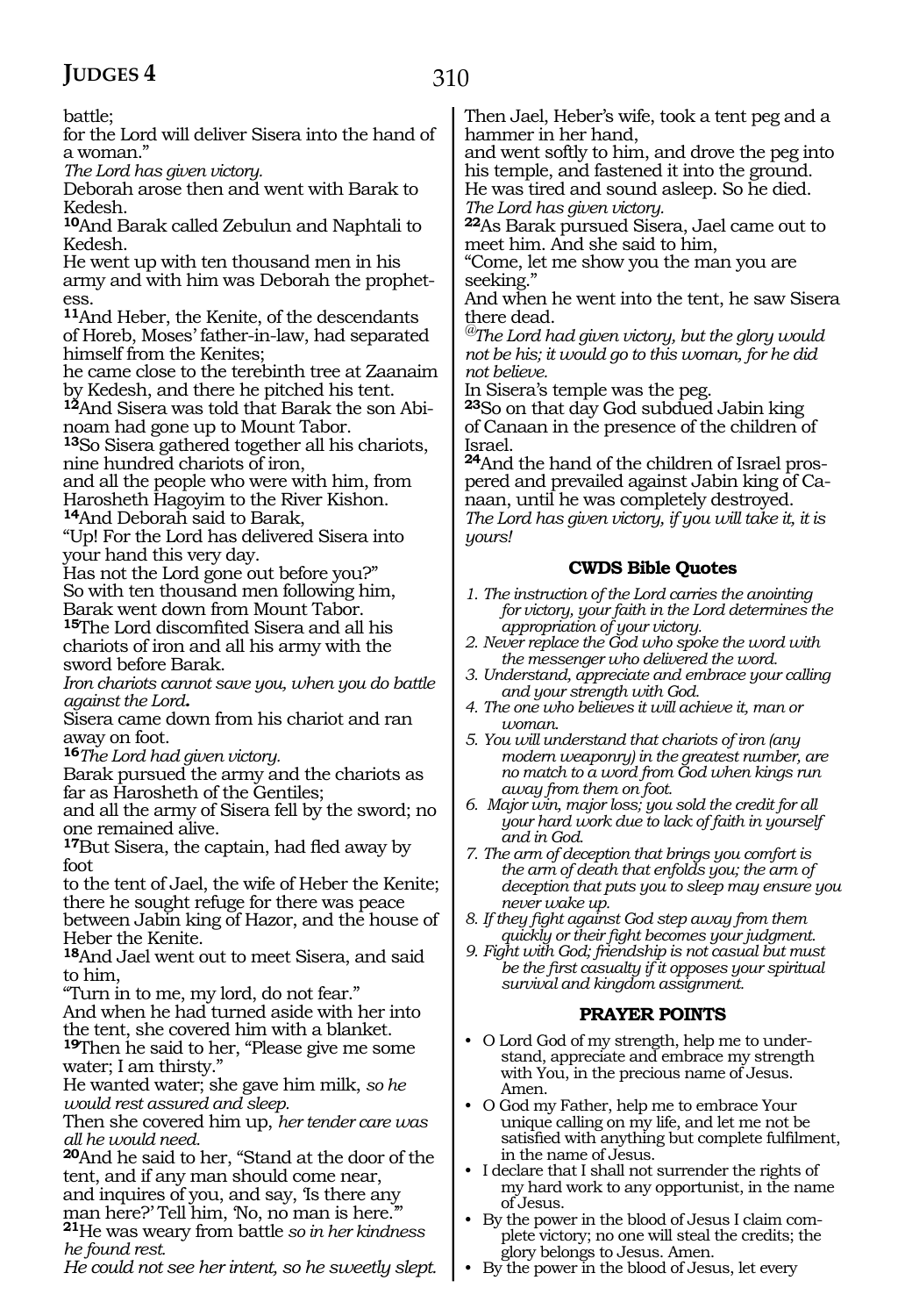battle;
for the Lord will deliver Sisera into the hand of a woman."
*The Lord has given victory.*
Deborah arose then and went with Barak to Kedesh.
**10**And Barak called Zebulun and Naphtali to Kedesh.
He went up with ten thousand men in his army and with him was Deborah the prophetess.
**11**And Heber, the Kenite, of the descendants of Horeb, Moses' father-in-law, had separated himself from the Kenites;
he came close to the terebinth tree at Zaanaim by Kedesh, and there he pitched his tent.
**12**And Sisera was told that Barak the son Abinoam had gone up to Mount Tabor.
**13**So Sisera gathered together all his chariots, nine hundred chariots of iron,
and all the people who were with him, from Harosheth Hagoyim to the River Kishon.
**14**And Deborah said to Barak,
"Up! For the Lord has delivered Sisera into your hand this very day.
Has not the Lord gone out before you?"
So with ten thousand men following him, Barak went down from Mount Tabor.
**15**The Lord discomfited Sisera and all his chariots of iron and all his army with the sword before Barak.
*Iron chariots cannot save you, when you do battle against the Lord.*
Sisera came down from his chariot and ran away on foot.
**16***The Lord had given victory.*
Barak pursued the army and the chariots as far as Harosheth of the Gentiles;
and all the army of Sisera fell by the sword; no one remained alive.
**17**But Sisera, the captain, had fled away by foot
to the tent of Jael, the wife of Heber the Kenite; there he sought refuge for there was peace between Jabin king of Hazor, and the house of Heber the Kenite.
**18**And Jael went out to meet Sisera, and said to him,
"Turn in to me, my lord, do not fear."
And when he had turned aside with her into the tent, she covered him with a blanket.
**19**Then he said to her, "Please give me some water; I am thirsty."
He wanted water; she gave him milk, *so he would rest assured and sleep.*
Then she covered him up, *her tender care was all he would need.*
**20**And he said to her, "Stand at the door of the tent, and if any man should come near,
and inquires of you, and say, 'Is there any man here?' Tell him, 'No, no man is here.'"
**21**He was weary from battle *so in her kindness he found rest.*
*He could not see her intent, so he sweetly slept.*
Then Jael, Heber's wife, took a tent peg and a hammer in her hand,
and went softly to him, and drove the peg into his temple, and fastened it into the ground.
He was tired and sound asleep. So he died.
*The Lord has given victory.*
**22**As Barak pursued Sisera, Jael came out to meet him. And she said to him,
"Come, let me show you the man you are seeking."
And when he went into the tent, he saw Sisera there dead.
*@The Lord had given victory, but the glory would not be his; it would go to this woman, for he did not believe.*
In Sisera's temple was the peg.
**23**So on that day God subdued Jabin king of Canaan in the presence of the children of Israel.
**24**And the hand of the children of Israel prospered and prevailed against Jabin king of Canaan, until he was completely destroyed.
*The Lord has given victory, if you will take it, it is yours!*

### CWDS Bible Quotes

1. *The instruction of the Lord carries the anointing for victory, your faith in the Lord determines the appropriation of your victory.*
2. *Never replace the God who spoke the word with the messenger who delivered the word.*
3. *Understand, appreciate and embrace your calling and your strength with God.*
4. *The one who believes it will achieve it, man or woman.*
5. *You will understand that chariots of iron (any modern weaponry) in the greatest number, are no match to a word from God when kings run away from them on foot.*
6. *Major win, major loss; you sold the credit for all your hard work due to lack of faith in yourself and in God.*
7. *The arm of deception that brings you comfort is the arm of death that enfolds you; the arm of deception that puts you to sleep may ensure you never wake up.*
8. *If they fight against God step away from them quickly or their fight becomes your judgment.*
9. *Fight with God; friendship is not casual but must be the first casualty if it opposes your spiritual survival and kingdom assignment.*

### PRAYER POINTS

- O Lord God of my strength, help me to understand, appreciate and embrace my strength with You, in the precious name of Jesus. Amen.
- O God my Father, help me to embrace Your unique calling on my life, and let me not be satisfied with anything but complete fulfilment, in the name of Jesus.
- I declare that I shall not surrender the rights of my hard work to any opportunist, in the name of Jesus.
- By the power in the blood of Jesus I claim complete victory; no one will steal the credits; the glory belongs to Jesus. Amen.
- By the power in the blood of Jesus, let every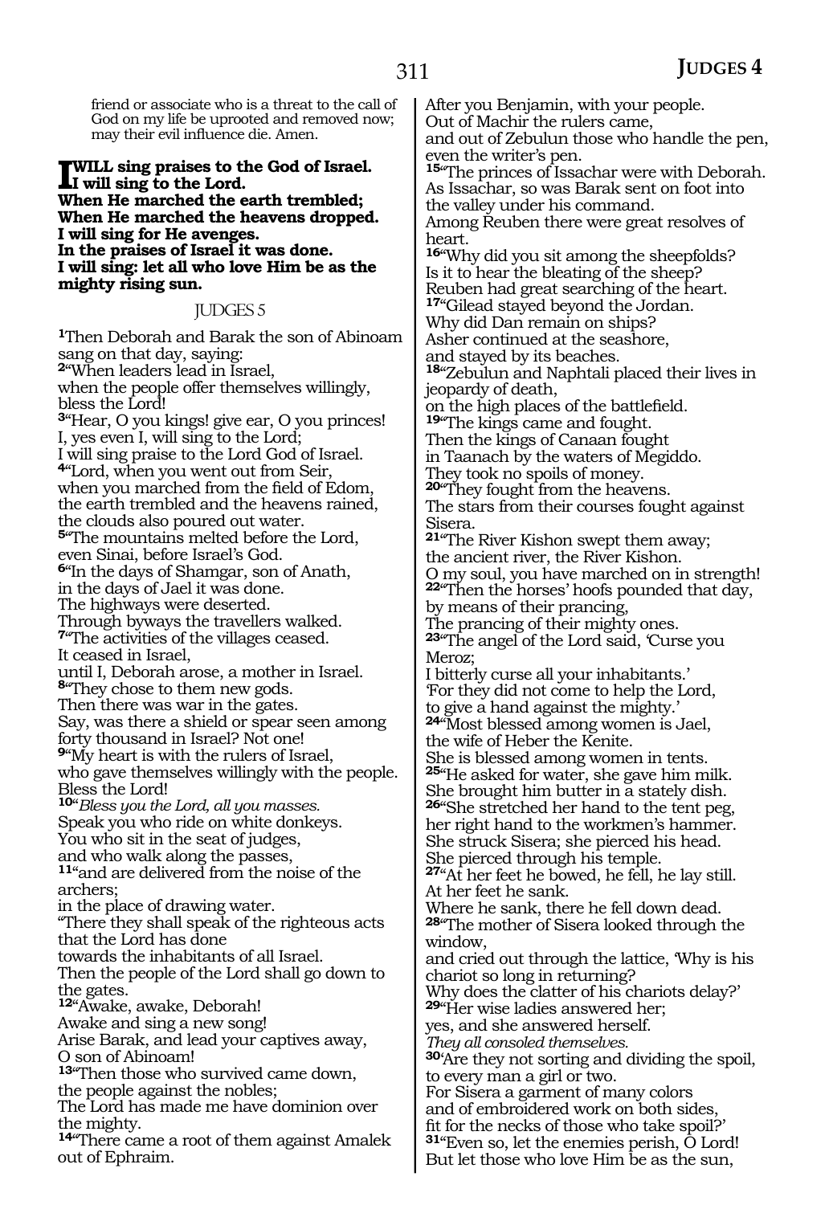friend or associate who is a threat to the call of God on my life be uprooted and removed now; may their evil influence die. Amen.

**I WILL sing praises to the God of Israel.**
**I will sing to the Lord.**
**When He marched the earth trembled;**
**When He marched the heavens dropped.**
**I will sing for He avenges.**
**In the praises of Israel it was done.**
**I will sing: let all who love Him be as the mighty rising sun.**

## JUDGES 5

[1]Then Deborah and Barak the son of Abinoam sang on that day, saying:
[2]"When leaders lead in Israel,
when the people offer themselves willingly,
bless the Lord!
[3]"Hear, O you kings! give ear, O you princes!
I, yes even I, will sing to the Lord;
I will sing praise to the Lord God of Israel.
[4]"Lord, when you went out from Seir,
when you marched from the field of Edom,
the earth trembled and the heavens rained,
the clouds also poured out water.
[5]"The mountains melted before the Lord,
even Sinai, before Israel's God.
[6]"In the days of Shamgar, son of Anath,
in the days of Jael it was done.
The highways were deserted.
Through byways the travellers walked.
[7]"The activities of the villages ceased.
It ceased in Israel,
until I, Deborah arose, a mother in Israel.
[8]"They chose to them new gods.
Then there was war in the gates.
Say, was there a shield or spear seen among forty thousand in Israel? Not one!
[9]"My heart is with the rulers of Israel,
who gave themselves willingly with the people.
Bless the Lord!
[10]"*Bless you the Lord, all you masses.*
Speak you who ride on white donkeys.
You who sit in the seat of judges,
and who walk along the passes,
[11]"and are delivered from the noise of the archers;
in the place of drawing water.
"There they shall speak of the righteous acts that the Lord has done
towards the inhabitants of all Israel.
Then the people of the Lord shall go down to the gates.
[12]"Awake, awake, Deborah!
Awake and sing a new song!
Arise Barak, and lead your captives away,
O son of Abinoam!
[13]"Then those who survived came down,
the people against the nobles;
The Lord has made me have dominion over the mighty.
[14]"There came a root of them against Amalek out of Ephraim.
After you Benjamin, with your people.
Out of Machir the rulers came,
and out of Zebulun those who handle the pen,
even the writer's pen.
[15]"The princes of Issachar were with Deborah.
As Issachar, so was Barak sent on foot into the valley under his command.
Among Reuben there were great resolves of heart.
[16]"Why did you sit among the sheepfolds?
Is it to hear the bleating of the sheep?
Reuben had great searching of the heart.
[17]"Gilead stayed beyond the Jordan.
Why did Dan remain on ships?
Asher continued at the seashore,
and stayed by its beaches.
[18]"Zebulun and Naphtali placed their lives in jeopardy of death,
on the high places of the battlefield.
[19]"The kings came and fought.
Then the kings of Canaan fought
in Taanach by the waters of Megiddo.
They took no spoils of money.
[20]"They fought from the heavens.
The stars from their courses fought against Sisera.
[21]"The River Kishon swept them away;
the ancient river, the River Kishon.
O my soul, you have marched on in strength!
[22]"Then the horses' hoofs pounded that day,
by means of their prancing,
The prancing of their mighty ones.
[23]"The angel of the Lord said, 'Curse you Meroz;
I bitterly curse all your inhabitants.'
'For they did not come to help the Lord,
to give a hand against the mighty.'
[24]"Most blessed among women is Jael,
the wife of Heber the Kenite.
She is blessed among women in tents.
[25]"He asked for water, she gave him milk.
She brought him butter in a stately dish.
[26]"She stretched her hand to the tent peg,
her right hand to the workmen's hammer.
She struck Sisera; she pierced his head.
She pierced through his temple.
[27]"At her feet he bowed, he fell, he lay still.
At her feet he sank.
Where he sank, there he fell down dead.
[28]"The mother of Sisera looked through the window,
and cried out through the lattice, 'Why is his chariot so long in returning?
Why does the clatter of his chariots delay?'
[29]"Her wise ladies answered her;
yes, and she answered herself.
*They all consoled themselves.*
[30]'Are they not sorting and dividing the spoil,
to every man a girl or two.
For Sisera a garment of many colors
and of embroidered work on both sides,
fit for the necks of those who take spoil?'
[31]"Even so, let the enemies perish, O Lord!
But let those who love Him be as the sun,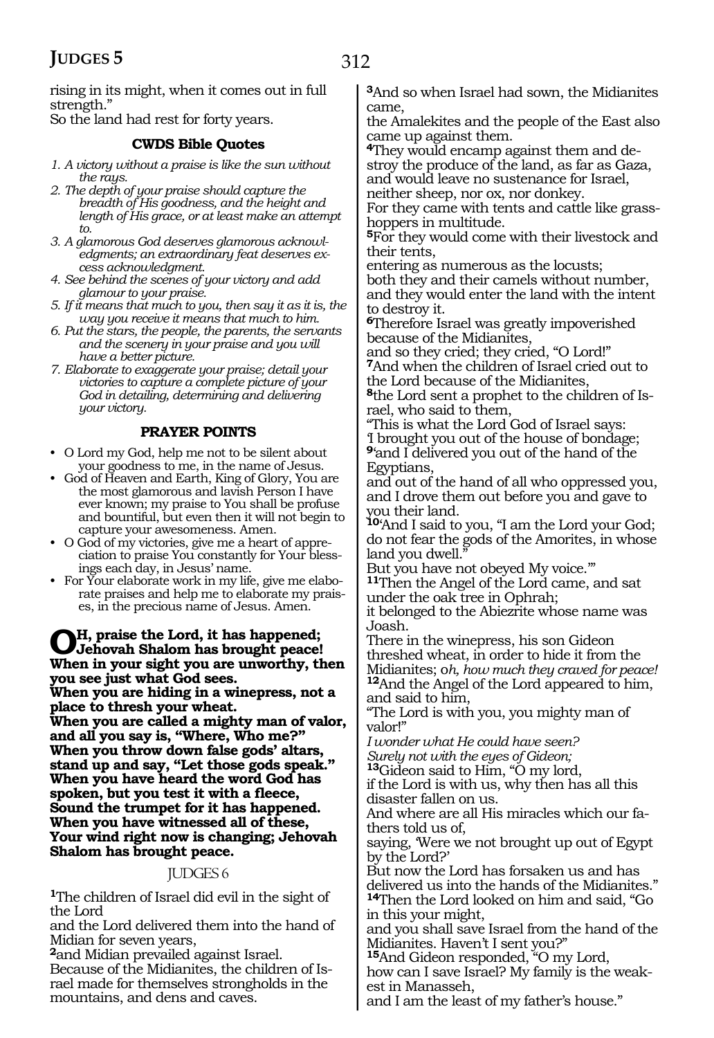rising in its might, when it comes out in full strength."
So the land had rest for forty years.

### CWDS Bible Quotes

1. *A victory without a praise is like the sun without the rays.*
2. *The depth of your praise should capture the breadth of His goodness, and the height and length of His grace, or at least make an attempt to.*
3. *A glamorous God deserves glamorous acknowledgments; an extraordinary feat deserves excess acknowledgment.*
4. *See behind the scenes of your victory and add glamour to your praise.*
5. *If it means that much to you, then say it as it is, the way you receive it means that much to him.*
6. *Put the stars, the people, the parents, the servants and the scenery in your praise and you will have a better picture.*
7. *Elaborate to exaggerate your praise; detail your victories to capture a complete picture of your God in detailing, determining and delivering your victory.*

### PRAYER POINTS

- O Lord my God, help me not to be silent about your goodness to me, in the name of Jesus.
- God of Heaven and Earth, King of Glory, You are the most glamorous and lavish Person I have ever known; my praise to You shall be profuse and bountiful, but even then it will not begin to capture your awesomeness. Amen.
- O God of my victories, give me a heart of appreciation to praise You constantly for Your blessings each day, in Jesus' name.
- For Your elaborate work in my life, give me elaborate praises and help me to elaborate my praises, in the precious name of Jesus. Amen.

**OH, praise the Lord, it has happened; Jehovah Shalom has brought peace!**
**When in your sight you are unworthy, then you see just what God sees.**
**When you are hiding in a winepress, not a place to thresh your wheat.**
**When you are called a mighty man of valor, and all you say is, "Where, Who me?"**
**When you throw down false gods' altars, stand up and say, "Let those gods speak."**
**When you have heard the word God has spoken, but you test it with a fleece,**
**Sound the trumpet for it has happened.**
**When you have witnessed all of these,**
**Your wind right now is changing; Jehovah Shalom has brought peace.**

## JUDGES 6

**1**The children of Israel did evil in the sight of the Lord
and the Lord delivered them into the hand of Midian for seven years,
**2**and Midian prevailed against Israel.
Because of the Midianites, the children of Israel made for themselves strongholds in the mountains, and dens and caves.
**3**And so when Israel had sown, the Midianites came,
the Amalekites and the people of the East also came up against them.
**4**They would encamp against them and destroy the produce of the land, as far as Gaza, and would leave no sustenance for Israel,
neither sheep, nor ox, nor donkey.
For they came with tents and cattle like grasshoppers in multitude.
**5**For they would come with their livestock and their tents,
entering as numerous as the locusts;
both they and their camels without number,
and they would enter the land with the intent to destroy it.
**6**Therefore Israel was greatly impoverished because of the Midianites,
and so they cried; they cried, "O Lord!"
**7**And when the children of Israel cried out to the Lord because of the Midianites,
**8**the Lord sent a prophet to the children of Israel, who said to them,
"This is what the Lord God of Israel says:
'I brought you out of the house of bondage;
**9**'and I delivered you out of the hand of the Egyptians,
and out of the hand of all who oppressed you,
and I drove them out before you and gave to you their land.
**10**'And I said to you, "I am the Lord your God; do not fear the gods of the Amorites, in whose land you dwell."
But you have not obeyed My voice.'"
**11**Then the Angel of the Lord came, and sat under the oak tree in Ophrah;
it belonged to the Abiezrite whose name was Joash.
There in the winepress, his son Gideon threshed wheat, in order to hide it from the Midianites; *oh, how much they craved for peace!*
**12**And the Angel of the Lord appeared to him,
and said to him,
"The Lord is with you, you mighty man of valor!"
*I wonder what He could have seen?*
*Surely not with the eyes of Gideon;*
**13**Gideon said to Him, "O my lord,
if the Lord is with us, why then has all this disaster fallen on us.
And where are all His miracles which our fathers told us of,
saying, 'Were we not brought up out of Egypt by the Lord?'
But now the Lord has forsaken us and has delivered us into the hands of the Midianites."
**14**Then the Lord looked on him and said, "Go in this your might,
and you shall save Israel from the hand of the Midianites. Haven't I sent you?"
**15**And Gideon responded, "O my Lord,
how can I save Israel? My family is the weakest in Manasseh,
and I am the least of my father's house."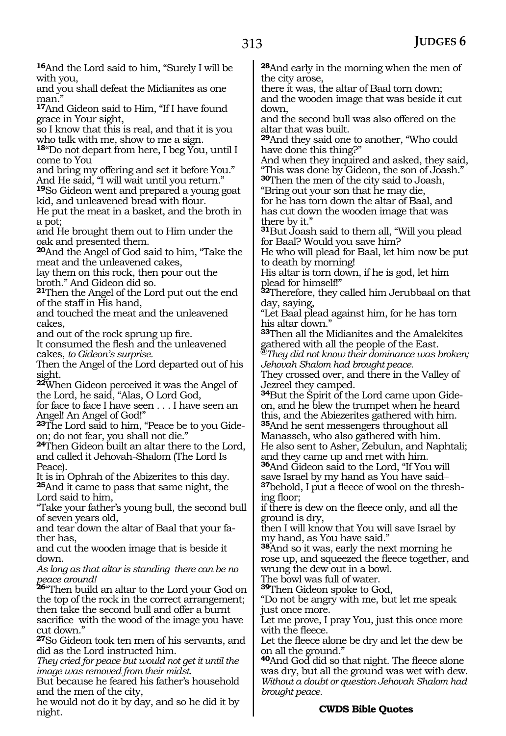[16]And the Lord said to him, "Surely I will be with you,
and you shall defeat the Midianites as one man."
[17]And Gideon said to Him, "If I have found grace in Your sight,
so I know that this is real, and that it is you who talk with me, show to me a sign.
[18]"Do not depart from here, I beg You, until I come to You
and bring my offering and set it before You."
And He said, "I will wait until you return."
[19]So Gideon went and prepared a young goat kid, and unleavened bread with flour.
He put the meat in a basket, and the broth in a pot;
and He brought them out to Him under the oak and presented them.
[20]And the Angel of God said to him, "Take the meat and the unleavened cakes,
lay them on this rock, then pour out the broth." And Gideon did so.
[21]Then the Angel of the Lord put out the end of the staff in His hand,
and touched the meat and the unleavened cakes,
and out of the rock sprung up fire.
It consumed the flesh and the unleavened cakes, *to Gideon's surprise.*
Then the Angel of the Lord departed out of his sight.
[22]When Gideon perceived it was the Angel of the Lord, he said, "Alas, O Lord God,
for face to face I have seen . . . I have seen an Angel! An Angel of God!"
[23]The Lord said to him, "Peace be to you Gideon; do not fear, you shall not die."
[24]Then Gideon built an altar there to the Lord, and called it Jehovah-Shalom (The Lord Is Peace).
It is in Ophrah of the Abizerites to this day.
[25]And it came to pass that same night, the Lord said to him,
"Take your father's young bull, the second bull of seven years old,
and tear down the altar of Baal that your father has,
and cut the wooden image that is beside it down.
*As long as that altar is standing there can be no peace around!*
[26]"Then build an altar to the Lord your God on the top of the rock in the correct arrangement;
then take the second bull and offer a burnt sacrifice with the wood of the image you have cut down."
[27]So Gideon took ten men of his servants, and did as the Lord instructed him.
*They cried for peace but would not get it until the image was removed from their midst.*
But because he feared his father's household and the men of the city,
he would not do it by day, and so he did it by night.
[28]And early in the morning when the men of the city arose,
there it was, the altar of Baal torn down;
and the wooden image that was beside it cut down,
and the second bull was also offered on the altar that was built.
[29]And they said one to another, "Who could have done this thing?"
And when they inquired and asked, they said, "This was done by Gideon, the son of Joash."
[30]Then the men of the city said to Joash,
"Bring out your son that he may die,
for he has torn down the altar of Baal, and has cut down the wooden image that was there by it."
[31]But Joash said to them all, "Will you plead for Baal? Would you save him?
He who will plead for Baal, let him now be put to death by morning!
His altar is torn down, if he is god, let him plead for himself!"
[32]Therefore, they called him Jerubbaal on that day, saying,
"Let Baal plead against him, for he has torn his altar down."
[33]Then all the Midianites and the Amalekites gathered with all the people of the East.
*@They did not know their dominance was broken; Jehovah Shalom had brought peace.*
They crossed over, and there in the Valley of Jezreel they camped.
[34]But the Spirit of the Lord came upon Gideon, and he blew the trumpet when he heard this, and the Abiezerites gathered with him.
[35]And he sent messengers throughout all Manasseh, who also gathered with him.
He also sent to Asher, Zebulun, and Naphtali; and they came up and met with him.
[36]And Gideon said to the Lord, "If You will save Israel by my hand as You have said–
[37]behold, I put a fleece of wool on the threshing floor;
if there is dew on the fleece only, and all the ground is dry,
then I will know that You will save Israel by my hand, as You have said."
[38]And so it was, early the next morning he rose up, and squeezed the fleece together, and wrung the dew out in a bowl.
The bowl was full of water.
[39]Then Gideon spoke to God,
"Do not be angry with me, but let me speak just once more.
Let me prove, I pray You, just this once more with the fleece.
Let the fleece alone be dry and let the dew be on all the ground."
[40]And God did so that night. The fleece alone was dry, but all the ground was wet with dew.
*Without a doubt or question Jehovah Shalom had brought peace.*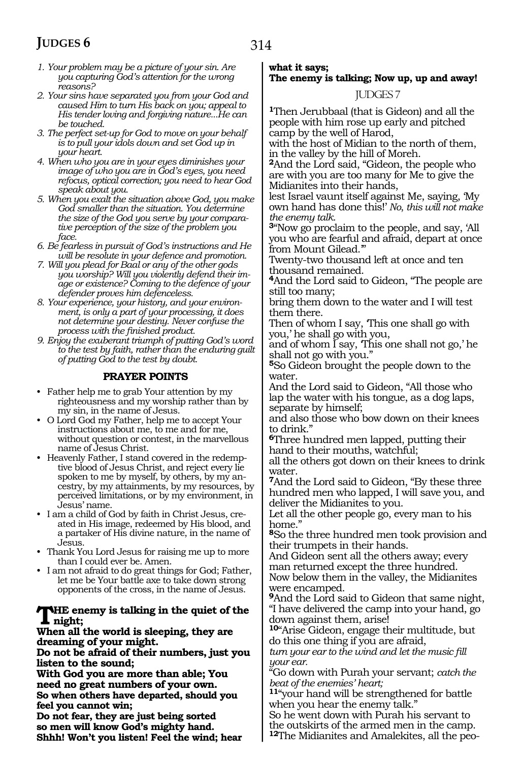1. *Your problem may be a picture of your sin. Are you capturing God's attention for the wrong reasons?*
2. *Your sins have separated you from your God and caused Him to turn His back on you; appeal to His tender loving and forgiving nature...He can be touched.*
3. *The perfect set-up for God to move on your behalf is to pull your idols down and set God up in your heart.*
4. *When who you are in your eyes diminishes your image of who you are in God's eyes, you need refocus, optical correction; you need to hear God speak about you.*
5. *When you exalt the situation above God, you make God smaller than the situation. You determine the size of the God you serve by your comparative perception of the size of the problem you face.*
6. *Be fearless in pursuit of God's instructions and He will be resolute in your defence and promotion.*
7. *Will you plead for Baal or any of the other gods you worship? Will you violently defend their image or existence? Coming to the defence of your defender proves him defenceless.*
8. *Your experience, your history, and your environment, is only a part of your processing, it does not determine your destiny. Never confuse the process with the finished product.*
9. *Enjoy the exuberant triumph of putting God's word to the test by faith, rather than the enduring guilt of putting God to the test by doubt.*

**PRAYER POINTS**

- Father help me to grab Your attention by my righteousness and my worship rather than by my sin, in the name of Jesus.
- O Lord God my Father, help me to accept Your instructions about me, to me and for me, without question or contest, in the marvellous name of Jesus Christ.
- Heavenly Father, I stand covered in the redemptive blood of Jesus Christ, and reject every lie spoken to me by myself, by others, by my ancestry, by my attainments, by my resources, by perceived limitations, or by my environment, in Jesus' name.
- I am a child of God by faith in Christ Jesus, created in His image, redeemed by His blood, and a partaker of His divine nature, in the name of Jesus.
- Thank You Lord Jesus for raising me up to more than I could ever be. Amen.
- I am not afraid to do great things for God; Father, let me be Your battle axe to take down strong opponents of the cross, in the name of Jesus.

**THE enemy is talking in the quiet of the night;**
**When all the world is sleeping, they are dreaming of your might.**
**Do not be afraid of their numbers, just you listen to the sound;**
**With God you are more than able; You need no great numbers of your own.**
**So when others have departed, should you feel you cannot win;**
**Do not fear, they are just being sorted so men will know God's mighty hand.**
**Shhh! Won't you listen! Feel the wind; hear what it says;**
**The enemy is talking; Now up, up and away!**

JUDGES 7

**1**Then Jerubbaal (that is Gideon) and all the people with him rose up early and pitched camp by the well of Harod,
with the host of Midian to the north of them, in the valley by the hill of Moreh.
**2**And the Lord said, "Gideon, the people who are with you are too many for Me to give the Midianites into their hands,
lest Israel vaunt itself against Me, saying, 'My own hand has done this!' *No, this will not make the enemy talk.*
**3**"Now go proclaim to the people, and say, 'All you who are fearful and afraid, depart at once from Mount Gilead.'"
Twenty-two thousand left at once and ten thousand remained.
**4**And the Lord said to Gideon, "The people are still too many;
bring them down to the water and I will test them there.
Then of whom I say, 'This one shall go with you,' he shall go with you,
and of whom I say, 'This one shall not go,' he shall not go with you."
**5**So Gideon brought the people down to the water.
And the Lord said to Gideon, "All those who lap the water with his tongue, as a dog laps, separate by himself;
and also those who bow down on their knees to drink."
**6**Three hundred men lapped, putting their hand to their mouths, watchful;
all the others got down on their knees to drink water.
**7**And the Lord said to Gideon, "By these three hundred men who lapped, I will save you, and deliver the Midianites to you.
Let all the other people go, every man to his home."
**8**So the three hundred men took provision and their trumpets in their hands.
And Gideon sent all the others away; every man returned except the three hundred.
Now below them in the valley, the Midianites were encamped.
**9**And the Lord said to Gideon that same night, "I have delivered the camp into your hand, go down against them, arise!
**10**"Arise Gideon, engage their multitude, but do this one thing if you are afraid,
*turn your ear to the wind and let the music fill your ear.*
"Go down with Purah your servant; *catch the beat of the enemies' heart;*
**11**"your hand will be strengthened for battle when you hear the enemy talk."
So he went down with Purah his servant to the outskirts of the armed men in the camp.
**12**The Midianites and Amalekites, all the peo-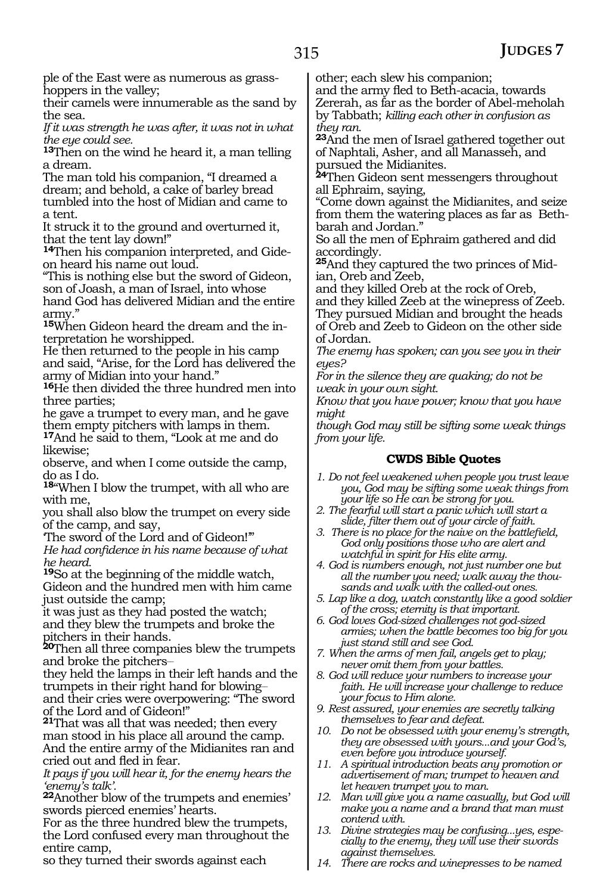ple of the East were as numerous as grasshoppers in the valley;
their camels were innumerable as the sand by the sea.
*If it was strength he was after, it was not in what the eye could see.*
**13**Then on the wind he heard it, a man telling a dream.
The man told his companion, "I dreamed a dream; and behold, a cake of barley bread tumbled into the host of Midian and came to a tent.
It struck it to the ground and overturned it, that the tent lay down!"
**14**Then his companion interpreted, and Gideon heard his name out loud.
"This is nothing else but the sword of Gideon, son of Joash, a man of Israel, into whose hand God has delivered Midian and the entire army."
**15**When Gideon heard the dream and the interpretation he worshipped.
He then returned to the people in his camp and said, "Arise, for the Lord has delivered the army of Midian into your hand."
**16**He then divided the three hundred men into three parties;
he gave a trumpet to every man, and he gave them empty pitchers with lamps in them.
**17**And he said to them, "Look at me and do likewise;
observe, and when I come outside the camp, do as I do.
**18**"When I blow the trumpet, with all who are with me,
you shall also blow the trumpet on every side of the camp, and say,
'The sword of the Lord and of Gideon!'"
*He had confidence in his name because of what he heard.*
**19**So at the beginning of the middle watch, Gideon and the hundred men with him came just outside the camp;
it was just as they had posted the watch;
and they blew the trumpets and broke the pitchers in their hands.
**20**Then all three companies blew the trumpets and broke the pitchers–
they held the lamps in their left hands and the trumpets in their right hand for blowing–
and their cries were overpowering: "The sword of the Lord and of Gideon!"
**21**That was all that was needed; then every man stood in his place all around the camp.
And the entire army of the Midianites ran and cried out and fled in fear.
*It pays if you will hear it, for the enemy hears the 'enemy's talk'.*
**22**Another blow of the trumpets and enemies' swords pierced enemies' hearts.
For as the three hundred blew the trumpets, the Lord confused every man throughout the entire camp,
so they turned their swords against each other; each slew his companion;
and the army fled to Beth-acacia, towards Zererah, as far as the border of Abel-meholah by Tabbath; *killing each other in confusion as they ran.*
**23**And the men of Israel gathered together out of Naphtali, Asher, and all Manasseh, and pursued the Midianites.
**24**Then Gideon sent messengers throughout all Ephraim, saying,
"Come down against the Midianites, and seize from them the watering places as far as Beth-barah and Jordan."
So all the men of Ephraim gathered and did accordingly.
**25**And they captured the two princes of Midian, Oreb and Zeeb,
and they killed Oreb at the rock of Oreb,
and they killed Zeeb at the winepress of Zeeb.
They pursued Midian and brought the heads of Oreb and Zeeb to Gideon on the other side of Jordan.
*The enemy has spoken; can you see you in their eyes?*
*For in the silence they are quaking; do not be weak in your own sight.*
*Know that you have power; know that you have might*
*though God may still be sifting some weak things from your life.*

### CWDS Bible Quotes

1. *Do not feel weakened when people you trust leave you, God may be sifting some weak things from your life so He can be strong for you.*
2. *The fearful will start a panic which will start a slide, filter them out of your circle of faith.*
3. *There is no place for the naive on the battlefield, God only positions those who are alert and watchful in spirit for His elite army.*
4. *God is numbers enough, not just number one but all the number you need; walk away the thousands and walk with the called-out ones.*
5. *Lap like a dog, watch constantly like a good soldier of the cross; eternity is that important.*
6. *God loves God-sized challenges not god-sized armies; when the battle becomes too big for you just stand still and see God.*
7. *When the arms of men fail, angels get to play; never omit them from your battles.*
8. *God will reduce your numbers to increase your faith. He will increase your challenge to reduce your focus to Him alone.*
9. *Rest assured, your enemies are secretly talking themselves to fear and defeat.*
10. *Do not be obsessed with your enemy's strength, they are obsessed with yours...and your God's, even before you introduce yourself.*
11. *A spiritual introduction beats any promotion or advertisement of man; trumpet to heaven and let heaven trumpet you to man.*
12. *Man will give you a name casually, but God will make you a name and a brand that man must contend with.*
13. *Divine strategies may be confusing...yes, especially to the enemy, they will use their swords against themselves.*
14. *There are rocks and winepresses to be named*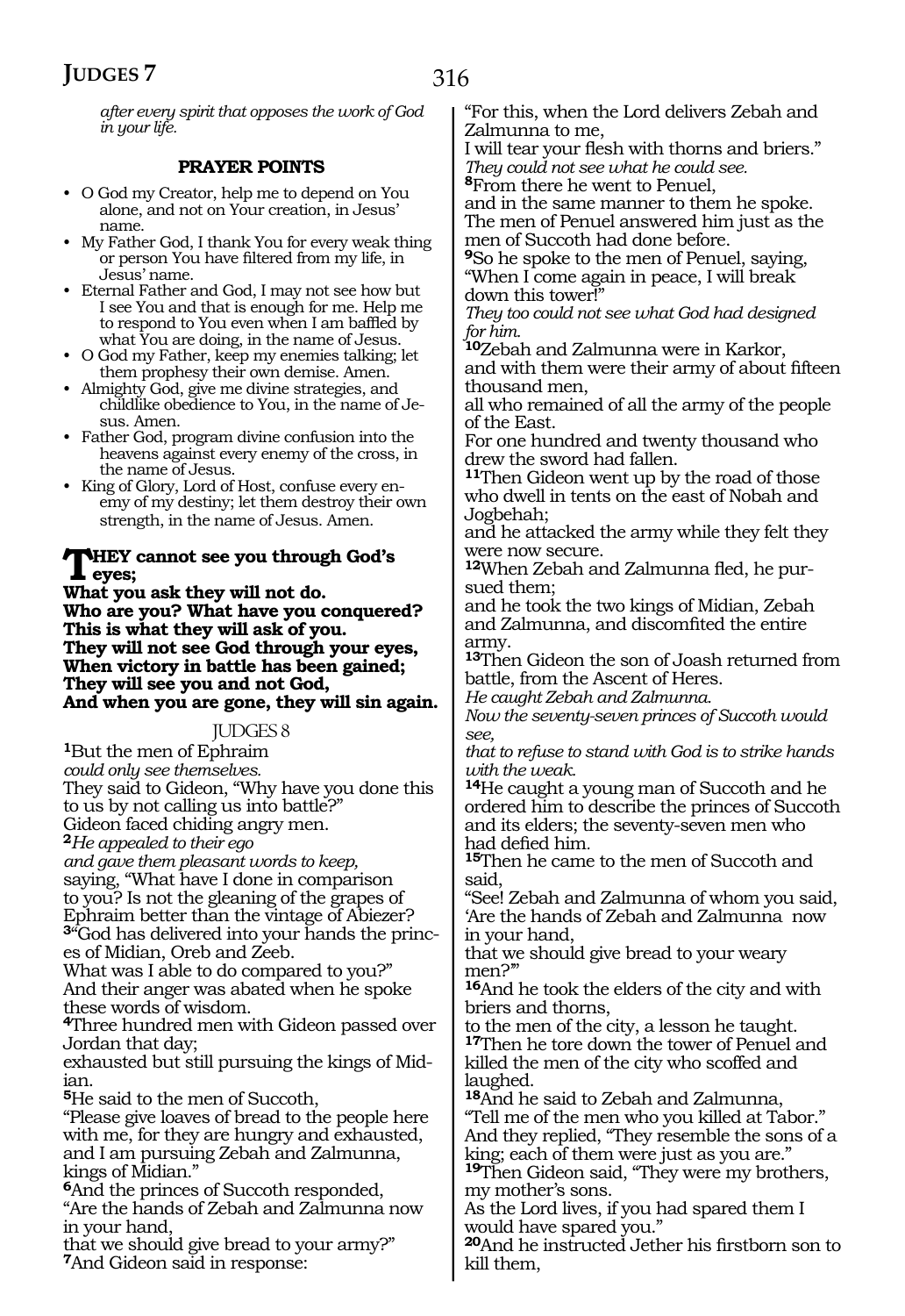*after every spirit that opposes the work of God in your life.*

**PRAYER POINTS**

- O God my Creator, help me to depend on You alone, and not on Your creation, in Jesus' name.
- My Father God, I thank You for every weak thing or person You have filtered from my life, in Jesus' name.
- Eternal Father and God, I may not see how but I see You and that is enough for me. Help me to respond to You even when I am baffled by what You are doing, in the name of Jesus.
- O God my Father, keep my enemies talking; let them prophesy their own demise. Amen.
- Almighty God, give me divine strategies, and childlike obedience to You, in the name of Jesus. Amen.
- Father God, program divine confusion into the heavens against every enemy of the cross, in the name of Jesus.
- King of Glory, Lord of Host, confuse every enemy of my destiny; let them destroy their own strength, in the name of Jesus. Amen.

**THEY cannot see you through God's eyes;**
**What you ask they will not do.**
**Who are you? What have you conquered?**
**This is what they will ask of you.**
**They will not see God through your eyes,**
**When victory in battle has been gained;**
**They will see you and not God,**
**And when you are gone, they will sin again.**

JUDGES 8

**1**But the men of Ephraim
*could only see themselves.*
They said to Gideon, "Why have you done this to us by not calling us into battle?"
Gideon faced chiding angry men.
**2***He appealed to their ego*
*and gave them pleasant words to keep,*
saying, "What have I done in comparison to you? Is not the gleaning of the grapes of Ephraim better than the vintage of Abiezer?
**3**"God has delivered into your hands the princes of Midian, Oreb and Zeeb.
What was I able to do compared to you?"
And their anger was abated when he spoke these words of wisdom.
**4**Three hundred men with Gideon passed over Jordan that day;
exhausted but still pursuing the kings of Midian.
**5**He said to the men of Succoth,
"Please give loaves of bread to the people here with me, for they are hungry and exhausted, and I am pursuing Zebah and Zalmunna, kings of Midian."
**6**And the princes of Succoth responded,
"Are the hands of Zebah and Zalmunna now in your hand,
that we should give bread to your army?"
**7**And Gideon said in response:
"For this, when the Lord delivers Zebah and Zalmunna to me,
I will tear your flesh with thorns and briers."
*They could not see what he could see.*
**8**From there he went to Penuel,
and in the same manner to them he spoke.
The men of Penuel answered him just as the men of Succoth had done before.
**9**So he spoke to the men of Penuel, saying,
"When I come again in peace, I will break down this tower!"
*They too could not see what God had designed for him.*
**10**Zebah and Zalmunna were in Karkor,
and with them were their army of about fifteen thousand men,
all who remained of all the army of the people of the East.
For one hundred and twenty thousand who drew the sword had fallen.
**11**Then Gideon went up by the road of those who dwell in tents on the east of Nobah and Jogbehah;
and he attacked the army while they felt they were now secure.
**12**When Zebah and Zalmunna fled, he pursued them;
and he took the two kings of Midian, Zebah and Zalmunna, and discomfited the entire army.
**13**Then Gideon the son of Joash returned from battle, from the Ascent of Heres.
*He caught Zebah and Zalmunna.*
*Now the seventy-seven princes of Succoth would see,*
*that to refuse to stand with God is to strike hands with the weak.*
**14**He caught a young man of Succoth and he ordered him to describe the princes of Succoth and its elders; the seventy-seven men who had defied him.
**15**Then he came to the men of Succoth and said,
"See! Zebah and Zalmunna of whom you said, 'Are the hands of Zebah and Zalmunna now in your hand,
that we should give bread to your weary men?'"
**16**And he took the elders of the city and with briers and thorns,
to the men of the city, a lesson he taught.
**17**Then he tore down the tower of Penuel and killed the men of the city who scoffed and laughed.
**18**And he said to Zebah and Zalmunna,
"Tell me of the men who you killed at Tabor."
And they replied, "They resemble the sons of a king; each of them were just as you are."
**19**Then Gideon said, "They were my brothers, my mother's sons.
As the Lord lives, if you had spared them I would have spared you."
**20**And he instructed Jether his firstborn son to kill them,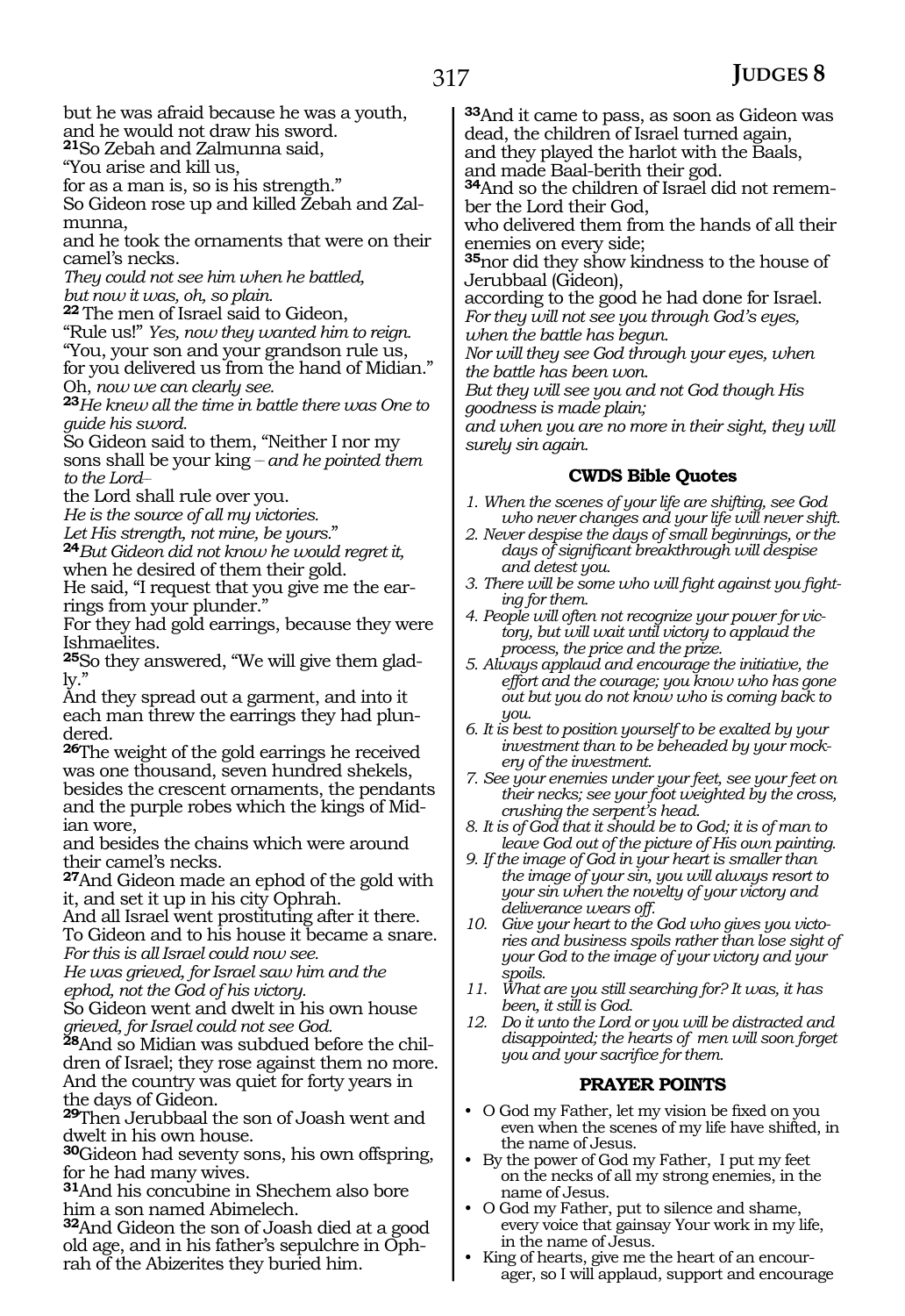but he was afraid because he was a youth, and he would not draw his sword.

**21**So Zebah and Zalmunna said,
"You arise and kill us,
for as a man is, so is his strength."
So Gideon rose up and killed Zebah and Zalmunna,
and he took the ornaments that were on their camel's necks.
*They could not see him when he battled,*
*but now it was, oh, so plain.*

**22** The men of Israel said to Gideon,
"Rule us!" *Yes, now they wanted him to reign.*
"You, your son and your grandson rule us,
for you delivered us from the hand of Midian."
Oh, *now we can clearly see.*

**23***He knew all the time in battle there was One to guide his sword.*
So Gideon said to them, "Neither I nor my sons shall be your king – *and he pointed them to the Lord–*
the Lord shall rule over you.
*He is the source of all my victories.*
*Let His strength, not mine, be yours.*"

**24***But Gideon did not know he would regret it,*
when he desired of them their gold.
He said, "I request that you give me the earrings from your plunder."
For they had gold earrings, because they were Ishmaelites.

**25**So they answered, "We will give them gladly."
And they spread out a garment, and into it each man threw the earrings they had plundered.

**26**The weight of the gold earrings he received was one thousand, seven hundred shekels,
besides the crescent ornaments, the pendants and the purple robes which the kings of Midian wore,
and besides the chains which were around their camel's necks.

**27**And Gideon made an ephod of the gold with it, and set it up in his city Ophrah.
And all Israel went prostituting after it there.
To Gideon and to his house it became a snare.
*For this is all Israel could now see.*
*He was grieved, for Israel saw him and the ephod, not the God of his victory.*
So Gideon went and dwelt in his own house
*grieved, for Israel could not see God.*

**28**And so Midian was subdued before the children of Israel; they rose against them no more.
And the country was quiet for forty years in the days of Gideon.

**29**Then Jerubbaal the son of Joash went and dwelt in his own house.

**30**Gideon had seventy sons, his own offspring, for he had many wives.

**31**And his concubine in Shechem also bore him a son named Abimelech.

**32**And Gideon the son of Joash died at a good old age, and in his father's sepulchre in Ophrah of the Abizerites they buried him.

**33**And it came to pass, as soon as Gideon was dead, the children of Israel turned again,
and they played the harlot with the Baals,
and made Baal-berith their god.

**34**And so the children of Israel did not remember the Lord their God,
who delivered them from the hands of all their enemies on every side;

**35**nor did they show kindness to the house of Jerubbaal (Gideon),
according to the good he had done for Israel.
*For they will not see you through God's eyes, when the battle has begun.*
*Nor will they see God through your eyes, when the battle has been won.*
*But they will see you and not God though His goodness is made plain;*
*and when you are no more in their sight, they will surely sin again.*

### CWDS Bible Quotes

1. *When the scenes of your life are shifting, see God who never changes and your life will never shift.*
2. *Never despise the days of small beginnings, or the days of significant breakthrough will despise and detest you.*
3. *There will be some who will fight against you fighting for them.*
4. *People will often not recognize your power for victory, but will wait until victory to applaud the process, the price and the prize.*
5. *Always applaud and encourage the initiative, the effort and the courage; you know who has gone out but you do not know who is coming back to you.*
6. *It is best to position yourself to be exalted by your investment than to be beheaded by your mockery of the investment.*
7. *See your enemies under your feet, see your feet on their necks; see your foot weighted by the cross, crushing the serpent's head.*
8. *It is of God that it should be to God; it is of man to leave God out of the picture of His own painting.*
9. *If the image of God in your heart is smaller than the image of your sin, you will always resort to your sin when the novelty of your victory and deliverance wears off.*
10. *Give your heart to the God who gives you victories and business spoils rather than lose sight of your God to the image of your victory and your spoils.*
11. *What are you still searching for? It was, it has been, it still is God.*
12. *Do it unto the Lord or you will be distracted and disappointed; the hearts of men will soon forget you and your sacrifice for them.*

### PRAYER POINTS

- O God my Father, let my vision be fixed on you even when the scenes of my life have shifted, in the name of Jesus.
- By the power of God my Father, I put my feet on the necks of all my strong enemies, in the name of Jesus.
- O God my Father, put to silence and shame, every voice that gainsay Your work in my life, in the name of Jesus.
- King of hearts, give me the heart of an encourager, so I will applaud, support and encourage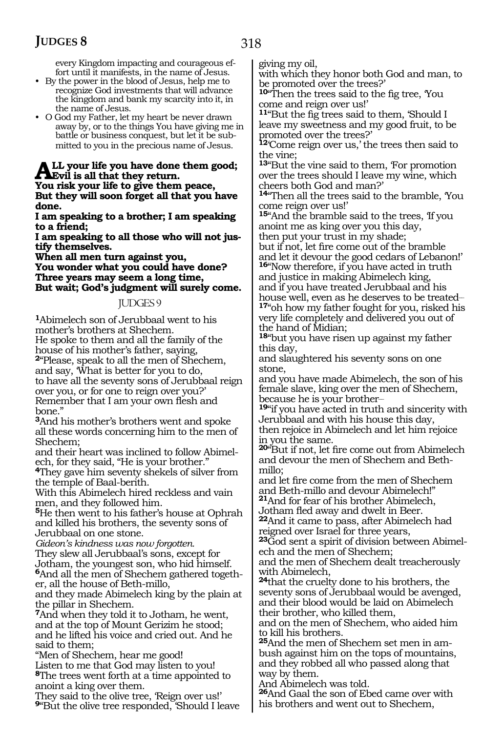every Kingdom impacting and courageous effort until it manifests, in the name of Jesus.

- By the power in the blood of Jesus, help me to recognize God investments that will advance the kingdom and bank my scarcity into it, in the name of Jesus.
- O God my Father, let my heart be never drawn away by, or to the things You have giving me in battle or business conquest, but let it be submitted to you in the precious name of Jesus.

**ALL your life you have done them good;**
**Evil is all that they return.**
**You risk your life to give them peace,**
**But they will soon forget all that you have done.**
**I am speaking to a brother; I am speaking to a friend;**
**I am speaking to all those who will not justify themselves.**
**When all men turn against you,**
**You wonder what you could have done?**
**Three years may seem a long time,**
**But wait; God's judgment will surely come.**

## JUDGES 9

[1]Abimelech son of Jerubbaal went to his mother's brothers at Shechem.
He spoke to them and all the family of the house of his mother's father, saying,
[2]"Please, speak to all the men of Shechem, and say, 'What is better for you to do, to have all the seventy sons of Jerubbaal reign over you, or for one to reign over you?'
Remember that I am your own flesh and bone."
[3]And his mother's brothers went and spoke all these words concerning him to the men of Shechem;
and their heart was inclined to follow Abimelech, for they said, "He is your brother."
[4]They gave him seventy shekels of silver from the temple of Baal-berith.
With this Abimelech hired reckless and vain men, and they followed him.
[5]He then went to his father's house at Ophrah and killed his brothers, the seventy sons of Jerubbaal on one stone.
*Gideon's kindness was now forgotten.*
They slew all Jerubbaal's sons, except for Jotham, the youngest son, who hid himself.
[6]And all the men of Shechem gathered together, all the house of Beth-millo,
and they made Abimelech king by the plain at the pillar in Shechem.
[7]And when they told it to Jotham, he went, and at the top of Mount Gerizim he stood;
and he lifted his voice and cried out. And he said to them;
"Men of Shechem, hear me good!
Listen to me that God may listen to you!
[8]The trees went forth at a time appointed to anoint a king over them.
They said to the olive tree, 'Reign over us!'
[9]"But the olive tree responded, 'Should I leave giving my oil,
with which they honor both God and man, to be promoted over the trees?'
[10]"Then the trees said to the fig tree, 'You come and reign over us!'
[11]"But the fig trees said to them, 'Should I leave my sweetness and my good fruit, to be promoted over the trees?'
[12]'Come reign over us,' the trees then said to the vine;
[13]"But the vine said to them, 'For promotion over the trees should I leave my wine, which cheers both God and man?'
[14]"Then all the trees said to the bramble, 'You come reign over us!'
[15]"And the bramble said to the trees, 'If you anoint me as king over you this day,
then put your trust in my shade;
but if not, let fire come out of the bramble and let it devour the good cedars of Lebanon!'
[16]"Now therefore, if you have acted in truth and justice in making Abimelech king,
and if you have treated Jerubbaal and his house well, even as he deserves to be treated–
[17]"oh how my father fought for you, risked his very life completely and delivered you out of the hand of Midian;
[18]"but you have risen up against my father this day,
and slaughtered his seventy sons on one stone,
and you have made Abimelech, the son of his female slave, king over the men of Shechem, because he is your brother–
[19]"if you have acted in truth and sincerity with Jerubbaal and with his house this day,
then rejoice in Abimelech and let him rejoice in you the same.
[20]"But if not, let fire come out from Abimelech and devour the men of Shechem and Beth-millo;
and let fire come from the men of Shechem and Beth-millo and devour Abimelech!"
[21]And for fear of his brother Abimelech, Jotham fled away and dwelt in Beer.
[22]And it came to pass, after Abimelech had reigned over Israel for three years,
[23]God sent a spirit of division between Abimelech and the men of Shechem;
and the men of Shechem dealt treacherously with Abimelech,
[24]that the cruelty done to his brothers, the seventy sons of Jerubbaal would be avenged,
and their blood would be laid on Abimelech their brother, who killed them,
and on the men of Shechem, who aided him to kill his brothers.
[25]And the men of Shechem set men in ambush against him on the tops of mountains,
and they robbed all who passed along that way by them.
And Abimelech was told.
[26]And Gaal the son of Ebed came over with his brothers and went out to Shechem,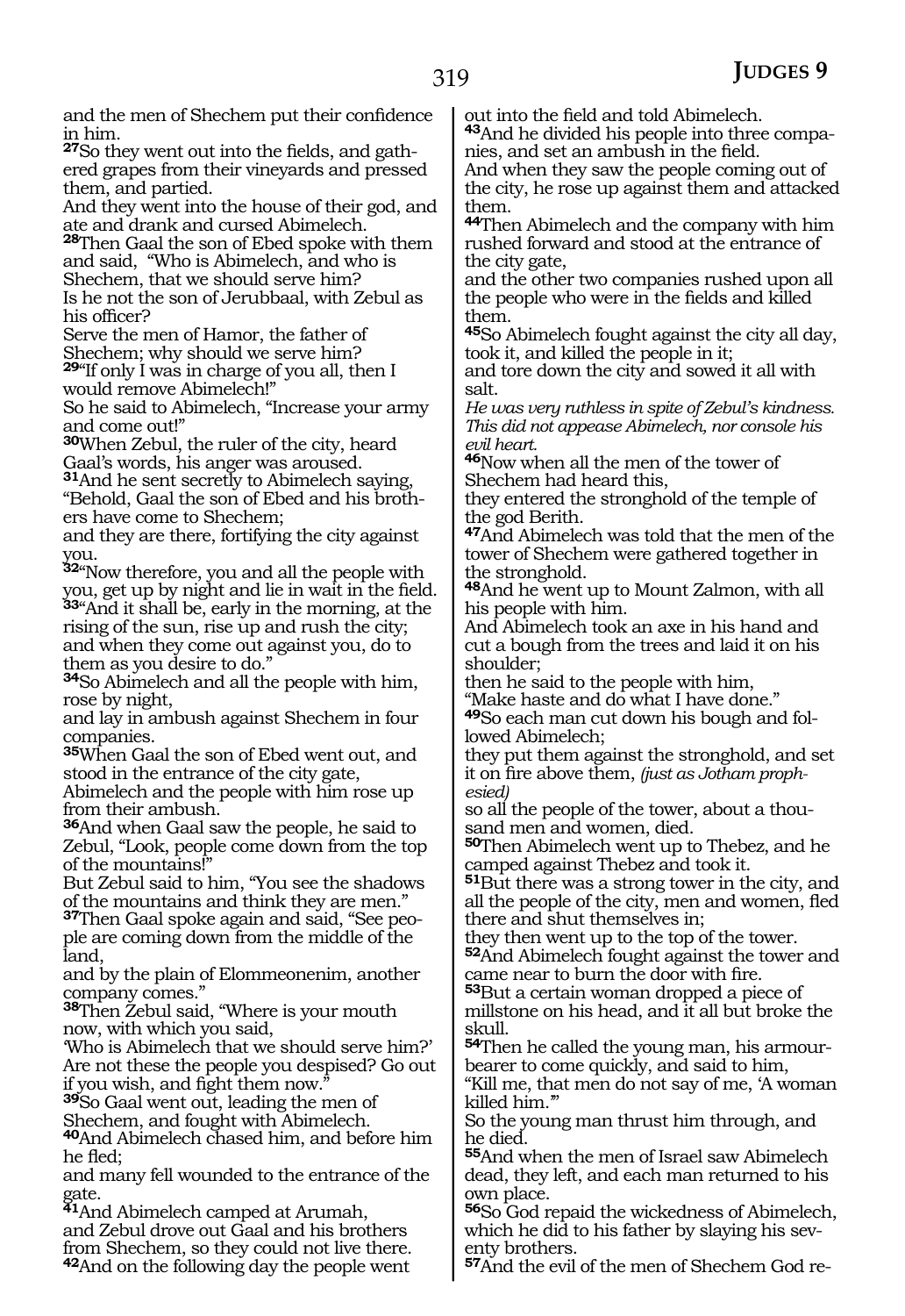and the men of Shechem put their confidence in him.

**27**So they went out into the fields, and gathered grapes from their vineyards and pressed them, and partied.

And they went into the house of their god, and ate and drank and cursed Abimelech.

**28**Then Gaal the son of Ebed spoke with them and said, "Who is Abimelech, and who is Shechem, that we should serve him?

Is he not the son of Jerubbaal, with Zebul as his officer?

Serve the men of Hamor, the father of Shechem; why should we serve him?

**29**"If only I was in charge of you all, then I would remove Abimelech!"

So he said to Abimelech, "Increase your army and come out!"

**30**When Zebul, the ruler of the city, heard Gaal's words, his anger was aroused.

**31**And he sent secretly to Abimelech saying, "Behold, Gaal the son of Ebed and his brothers have come to Shechem;

and they are there, fortifying the city against you.

**32**"Now therefore, you and all the people with you, get up by night and lie in wait in the field.

**33**"And it shall be, early in the morning, at the rising of the sun, rise up and rush the city; and when they come out against you, do to them as you desire to do."

**34**So Abimelech and all the people with him, rose by night,

and lay in ambush against Shechem in four companies.

**35**When Gaal the son of Ebed went out, and stood in the entrance of the city gate,

Abimelech and the people with him rose up from their ambush.

**36**And when Gaal saw the people, he said to Zebul, "Look, people come down from the top of the mountains!"

But Zebul said to him, "You see the shadows of the mountains and think they are men."

**37**Then Gaal spoke again and said, "See people are coming down from the middle of the land,

and by the plain of Elommeonenim, another company comes."

**38**Then Zebul said, "Where is your mouth now, with which you said,

'Who is Abimelech that we should serve him?' Are not these the people you despised? Go out if you wish, and fight them now."

**39**So Gaal went out, leading the men of Shechem, and fought with Abimelech.

**40**And Abimelech chased him, and before him he fled;

and many fell wounded to the entrance of the gate.

**41**And Abimelech camped at Arumah,

and Zebul drove out Gaal and his brothers from Shechem, so they could not live there.

**42**And on the following day the people went out into the field and told Abimelech.

**43**And he divided his people into three companies, and set an ambush in the field.

And when they saw the people coming out of the city, he rose up against them and attacked them.

**44**Then Abimelech and the company with him rushed forward and stood at the entrance of the city gate,

and the other two companies rushed upon all the people who were in the fields and killed them.

**45**So Abimelech fought against the city all day, took it, and killed the people in it;

and tore down the city and sowed it all with salt.

*He was very ruthless in spite of Zebul's kindness. This did not appease Abimelech, nor console his evil heart.*

**46**Now when all the men of the tower of Shechem had heard this,

they entered the stronghold of the temple of the god Berith.

**47**And Abimelech was told that the men of the tower of Shechem were gathered together in the stronghold.

**48**And he went up to Mount Zalmon, with all his people with him.

And Abimelech took an axe in his hand and cut a bough from the trees and laid it on his shoulder;

then he said to the people with him,

"Make haste and do what I have done."

**49**So each man cut down his bough and followed Abimelech;

they put them against the stronghold, and set it on fire above them, *(just as Jotham prophesied)*

so all the people of the tower, about a thousand men and women, died.

**50**Then Abimelech went up to Thebez, and he camped against Thebez and took it.

**51**But there was a strong tower in the city, and all the people of the city, men and women, fled there and shut themselves in;

they then went up to the top of the tower.

**52**And Abimelech fought against the tower and came near to burn the door with fire.

**53**But a certain woman dropped a piece of millstone on his head, and it all but broke the skull.

**54**Then he called the young man, his armourbearer to come quickly, and said to him,

"Kill me, that men do not say of me, 'A woman killed him.'"

So the young man thrust him through, and he died.

**55**And when the men of Israel saw Abimelech dead, they left, and each man returned to his own place.

**56**So God repaid the wickedness of Abimelech, which he did to his father by slaying his seventy brothers.

**57**And the evil of the men of Shechem God re-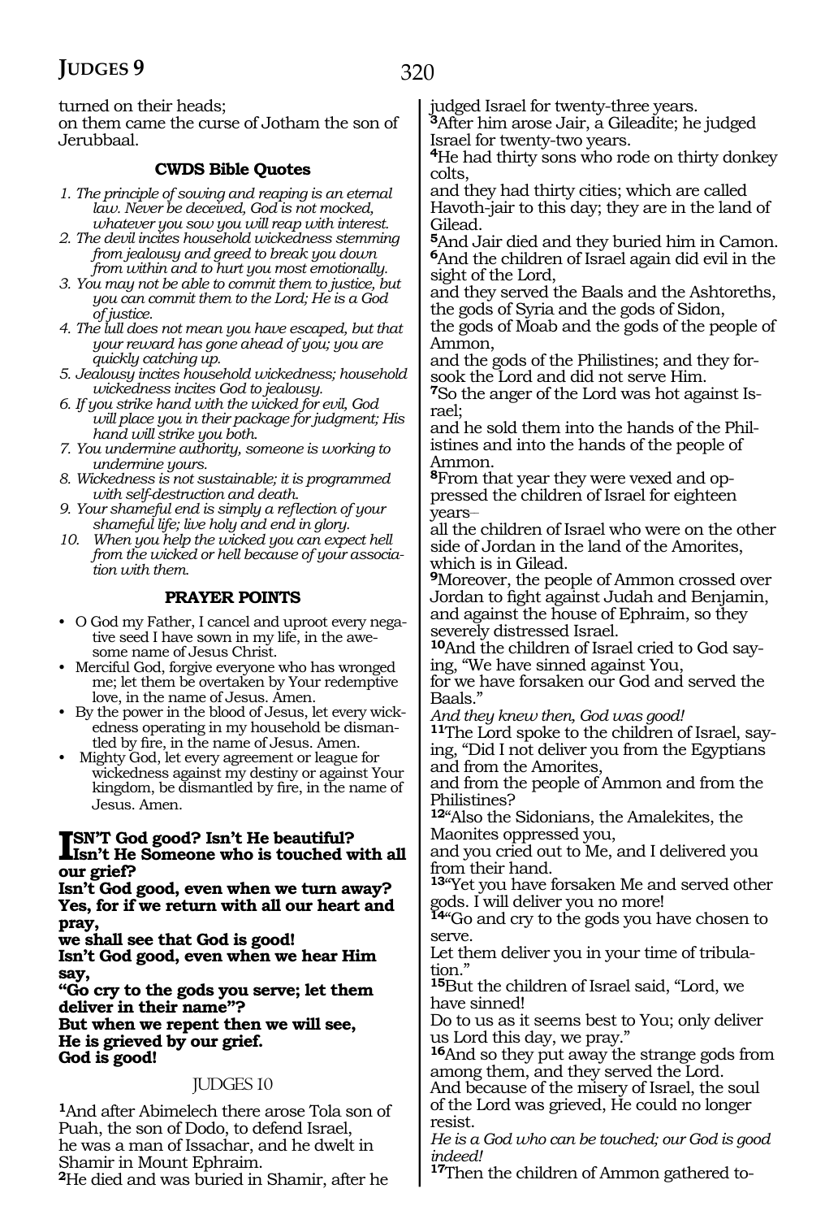turned on their heads;
on them came the curse of Jotham the son of Jerubbaal.

### CWDS Bible Quotes

1. *The principle of sowing and reaping is an eternal law. Never be deceived, God is not mocked, whatever you sow you will reap with interest.*
2. *The devil incites household wickedness stemming from jealousy and greed to break you down from within and to hurt you most emotionally.*
3. *You may not be able to commit them to justice, but you can commit them to the Lord; He is a God of justice.*
4. *The lull does not mean you have escaped, but that your reward has gone ahead of you; you are quickly catching up.*
5. *Jealousy incites household wickedness; household wickedness incites God to jealousy.*
6. *If you strike hand with the wicked for evil, God will place you in their package for judgment; His hand will strike you both.*
7. *You undermine authority, someone is working to undermine yours.*
8. *Wickedness is not sustainable; it is programmed with self-destruction and death.*
9. *Your shameful end is simply a reflection of your shameful life; live holy and end in glory.*
10. *When you help the wicked you can expect hell from the wicked or hell because of your association with them.*

### PRAYER POINTS

- O God my Father, I cancel and uproot every negative seed I have sown in my life, in the awesome name of Jesus Christ.
- Merciful God, forgive everyone who has wronged me; let them be overtaken by Your redemptive love, in the name of Jesus. Amen.
- By the power in the blood of Jesus, let every wickedness operating in my household be dismantled by fire, in the name of Jesus. Amen.
- Mighty God, let every agreement or league for wickedness against my destiny or against Your kingdom, be dismantled by fire, in the name of Jesus. Amen.

**ISN'T God good? Isn't He beautiful?**
**Isn't He Someone who is touched with all our grief?**
**Isn't God good, even when we turn away?**
**Yes, for if we return with all our heart and pray,**
**we shall see that God is good!**
**Isn't God good, even when we hear Him say,**
**"Go cry to the gods you serve; let them deliver in their name"?**
**But when we repent then we will see,**
**He is grieved by our grief.**
**God is good!**

## JUDGES 10

**1**And after Abimelech there arose Tola son of Puah, the son of Dodo, to defend Israel,
he was a man of Issachar, and he dwelt in Shamir in Mount Ephraim.
**2**He died and was buried in Shamir, after he judged Israel for twenty-three years.
**3**After him arose Jair, a Gileadite; he judged Israel for twenty-two years.
**4**He had thirty sons who rode on thirty donkey colts,
and they had thirty cities; which are called Havoth-jair to this day; they are in the land of Gilead.
**5**And Jair died and they buried him in Camon.
**6**And the children of Israel again did evil in the sight of the Lord,
and they served the Baals and the Ashtoreths, the gods of Syria and the gods of Sidon,
the gods of Moab and the gods of the people of Ammon,
and the gods of the Philistines; and they forsook the Lord and did not serve Him.
**7**So the anger of the Lord was hot against Israel;
and he sold them into the hands of the Philistines and into the hands of the people of Ammon.
**8**From that year they were vexed and oppressed the children of Israel for eighteen years–
all the children of Israel who were on the other side of Jordan in the land of the Amorites, which is in Gilead.
**9**Moreover, the people of Ammon crossed over Jordan to fight against Judah and Benjamin, and against the house of Ephraim, so they severely distressed Israel.
**10**And the children of Israel cried to God saying, "We have sinned against You,
for we have forsaken our God and served the Baals."
*And they knew then, God was good!*
**11**The Lord spoke to the children of Israel, saying, "Did I not deliver you from the Egyptians and from the Amorites,
and from the people of Ammon and from the Philistines?
**12**"Also the Sidonians, the Amalekites, the Maonites oppressed you,
and you cried out to Me, and I delivered you from their hand.
**13**"Yet you have forsaken Me and served other gods. I will deliver you no more!
**14**"Go and cry to the gods you have chosen to serve.
Let them deliver you in your time of tribulation."
**15**But the children of Israel said, "Lord, we have sinned!
Do to us as it seems best to You; only deliver us Lord this day, we pray."
**16**And so they put away the strange gods from among them, and they served the Lord.
And because of the misery of Israel, the soul of the Lord was grieved, He could no longer resist.
*He is a God who can be touched; our God is good indeed!*
**17**Then the children of Ammon gathered to-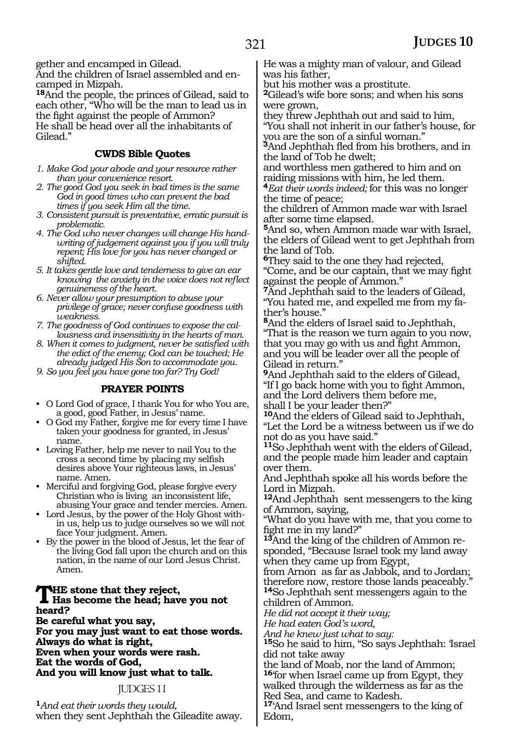gether and encamped in Gilead.
And the children of Israel assembled and encamped in Mizpah.
**18**And the people, the princes of Gilead, said to each other, "Who will be the man to lead us in the fight against the people of Ammon?
He shall be head over all the inhabitants of Gilead."

### CWDS Bible Quotes

1. *Make God your abode and your resource rather than your convenience resort.*
2. *The good God you seek in bad times is the same God in good times who can prevent the bad times if you seek Him all the time.*
3. *Consistent pursuit is preventative, erratic pursuit is problematic.*
4. *The God who never changes will change His handwriting of judgement against you if you will truly repent; His love for you has never changed or shifted.*
5. *It takes gentle love and tenderness to give an ear knowing the anxiety in the voice does not reflect genuineness of the heart.*
6. *Never allow your presumption to abuse your privilege of grace; never confuse goodness with weakness.*
7. *The goodness of God continues to expose the callousness and insensitivity in the hearts of man.*
8. *When it comes to judgment, never be satisfied with the edict of the enemy; God can be touched; He already judged His Son to accommodate you.*
9. *So you feel you have gone too far? Try God!*

### PRAYER POINTS

- O Lord God of grace, I thank You for who You are, a good, good Father, in Jesus' name.
- O God my Father, forgive me for every time I have taken your goodness for granted, in Jesus' name.
- Loving Father, help me never to nail You to the cross a second time by placing my selfish desires above Your righteous laws, in Jesus' name. Amen.
- Merciful and forgiving God, please forgive every Christian who is living an inconsistent life, abusing Your grace and tender mercies. Amen.
- Lord Jesus, by the power of the Holy Ghost within us, help us to judge ourselves so we will not face Your judgment. Amen.
- By the power in the blood of Jesus, let the fear of the living God fall upon the church and on this nation, in the name of our Lord Jesus Christ. Amen.

**THE stone that they reject,**
**Has become the head; have you not heard?**
**Be careful what you say,**
**For you may just want to eat those words.**
**Always do what is right,**
**Even when your words were rash.**
**Eat the words of God,**
**And you will know just what to talk.**

## JUDGES 11

**1***And eat their words they would,*
when they sent Jephthah the Gileadite away.
He was a mighty man of valour, and Gilead was his father,
but his mother was a prostitute.
**2**Gilead's wife bore sons; and when his sons were grown,
they threw Jephthah out and said to him,
"You shall not inherit in our father's house, for you are the son of a sinful woman."
**3**And Jephthah fled from his brothers, and in the land of Tob he dwelt;
and worthless men gathered to him and on raiding missions with him, he led them.
**4***Eat their words indeed;* for this was no longer the time of peace;
the children of Ammon made war with Israel after some time elapsed.
**5**And so, when Ammon made war with Israel, the elders of Gilead went to get Jephthah from the land of Tob.
**6**They said to the one they had rejected,
"Come, and be our captain, that we may fight against the people of Ammon."
**7**And Jephthah said to the leaders of Gilead, "You hated me, and expelled me from my father's house."
**8**And the elders of Israel said to Jephthah, "That is the reason we turn again to you now, that you may go with us and fight Ammon, and you will be leader over all the people of Gilead in return."
**9**And Jephthah said to the elders of Gilead, "If I go back home with you to fight Ammon, and the Lord delivers them before me,
shall I be your leader then?"
**10**And the elders of Gilead said to Jephthah, "Let the Lord be a witness between us if we do not do as you have said."
**11**So Jephthah went with the elders of Gilead, and the people made him leader and captain over them.
And Jephthah spoke all his words before the Lord in Mizpah.
**12**And Jephthah sent messengers to the king of Ammon, saying,
"What do you have with me, that you come to fight me in my land?"
**13**And the king of the children of Ammon responded, "Because Israel took my land away when they came up from Egypt,
from Arnon as far as Jabbok, and to Jordan; therefore now, restore those lands peaceably."
**14**So Jephthah sent messengers again to the children of Ammon.
*He did not accept it their way;*
*He had eaten God's word,*
*And he knew just what to say:*
**15**So he said to him, "So says Jephthah: 'Israel did not take away
the land of Moab, nor the land of Ammon;
**16**'for when Israel came up from Egypt, they walked through the wilderness as far as the Red Sea, and came to Kadesh.
**17**'And Israel sent messengers to the king of Edom,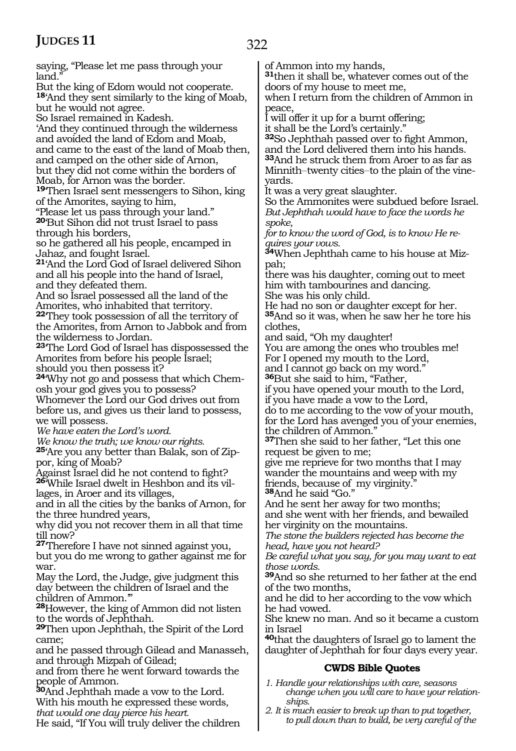saying, "Please let me pass through your land."
But the king of Edom would not cooperate.
**18**'And they sent similarly to the king of Moab, but he would not agree.
So Israel remained in Kadesh.
'And they continued through the wilderness and avoided the land of Edom and Moab, and came to the east of the land of Moab then, and camped on the other side of Arnon, but they did not come within the borders of Moab, for Arnon was the border.
**19**'Then Israel sent messengers to Sihon, king of the Amorites, saying to him,
"Please let us pass through your land."
**20**'But Sihon did not trust Israel to pass through his borders,
so he gathered all his people, encamped in Jahaz, and fought Israel.
**21**'And the Lord God of Israel delivered Sihon and all his people into the hand of Israel, and they defeated them.
And so Israel possessed all the land of the Amorites, who inhabited that territory.
**22**'They took possession of all the territory of the Amorites, from Arnon to Jabbok and from the wilderness to Jordan.
**23**'The Lord God of Israel has dispossessed the Amorites from before his people Israel; should you then possess it?
**24**'Why not go and possess that which Chemosh your god gives you to possess?
Whomever the Lord our God drives out from before us, and gives us their land to possess, we will possess.
*We have eaten the Lord's word.*
*We know the truth; we know our rights.*
**25**'Are you any better than Balak, son of Zippor, king of Moab?
Against Israel did he not contend to fight?
**26**'While Israel dwelt in Heshbon and its villages, in Aroer and its villages,
and in all the cities by the banks of Arnon, for the three hundred years,
why did you not recover them in all that time till now?
**27**'Therefore I have not sinned against you, but you do me wrong to gather against me for war.
May the Lord, the Judge, give judgment this day between the children of Israel and the children of Ammon.'"
**28**However, the king of Ammon did not listen to the words of Jephthah.
**29**Then upon Jephthah, the Spirit of the Lord came;
and he passed through Gilead and Manasseh, and through Mizpah of Gilead;
and from there he went forward towards the people of Ammon.
**30**And Jephthah made a vow to the Lord.
With his mouth he expressed these words,
*that would one day pierce his heart.*
He said, "If You will truly deliver the children of Ammon into my hands,
**31**then it shall be, whatever comes out of the doors of my house to meet me,
when I return from the children of Ammon in peace,
I will offer it up for a burnt offering;
it shall be the Lord's certainly."
**32**So Jephthah passed over to fight Ammon, and the Lord delivered them into his hands.
**33**And he struck them from Aroer to as far as Minnith–twenty cities–to the plain of the vineyards.
It was a very great slaughter.
So the Ammonites were subdued before Israel.
*But Jephthah would have to face the words he spoke,*
*for to know the word of God, is to know He requires your vows.*
**34**When Jephthah came to his house at Mizpah;
there was his daughter, coming out to meet him with tambourines and dancing.
She was his only child.
He had no son or daughter except for her.
**35**And so it was, when he saw her he tore his clothes,
and said, "Oh my daughter!
You are among the ones who troubles me!
For I opened my mouth to the Lord,
and I cannot go back on my word."
**36**But she said to him, "Father,
if you have opened your mouth to the Lord,
if you have made a vow to the Lord,
do to me according to the vow of your mouth,
for the Lord has avenged you of your enemies,
the children of Ammon."
**37**Then she said to her father, "Let this one request be given to me;
give me reprieve for two months that I may wander the mountains and weep with my friends, because of my virginity."
**38**And he said "Go."
And he sent her away for two months;
and she went with her friends, and bewailed her virginity on the mountains.
*The stone the builders rejected has become the head, have you not heard?*
*Be careful what you say, for you may want to eat those words.*
**39**And so she returned to her father at the end of the two months,
and he did to her according to the vow which he had vowed.
She knew no man. And so it became a custom in Israel
**40**that the daughters of Israel go to lament the daughter of Jephthah for four days every year.

### CWDS Bible Quotes

1. *Handle your relationships with care, seasons change when you will care to have your relationships.*
2. *It is much easier to break up than to put together, to pull down than to build, be very careful of the*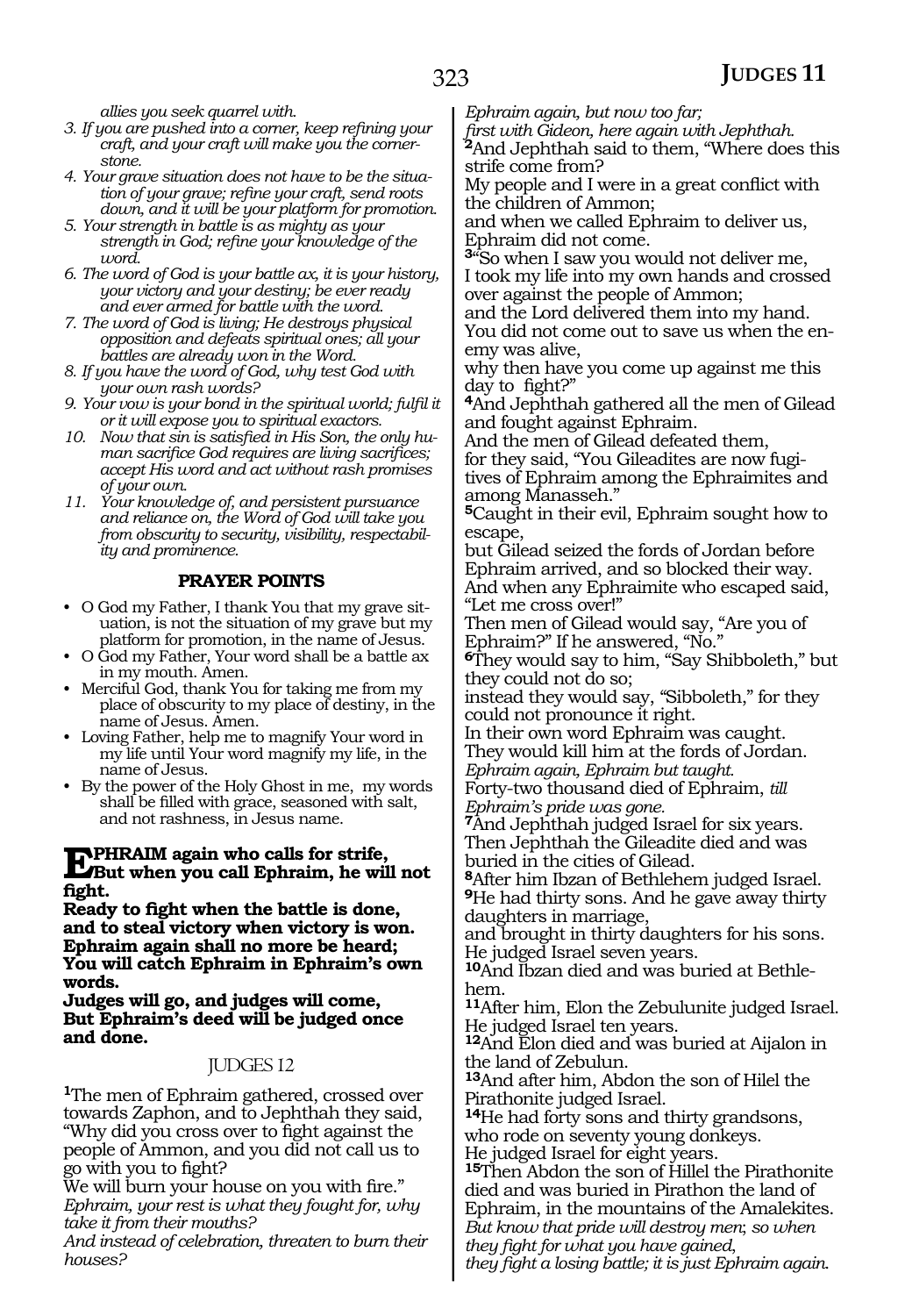*allies you seek quarrel with.*

3. *If you are pushed into a corner, keep refining your craft, and your craft will make you the cornerstone.*
4. *Your grave situation does not have to be the situation of your grave; refine your craft, send roots down, and it will be your platform for promotion.*
5. *Your strength in battle is as mighty as your strength in God; refine your knowledge of the word.*
6. *The word of God is your battle ax, it is your history, your victory and your destiny; be ever ready and ever armed for battle with the word.*
7. *The word of God is living; He destroys physical opposition and defeats spiritual ones; all your battles are already won in the Word.*
8. *If you have the word of God, why test God with your own rash words?*
9. *Your vow is your bond in the spiritual world; fulfil it or it will expose you to spiritual exactors.*
10. *Now that sin is satisfied in His Son, the only human sacrifice God requires are living sacrifices; accept His word and act without rash promises of your own.*
11. *Your knowledge of, and persistent pursuance and reliance on, the Word of God will take you from obscurity to security, visibility, respectability and prominence.*

### PRAYER POINTS

- O God my Father, I thank You that my grave situation, is not the situation of my grave but my platform for promotion, in the name of Jesus.
- O God my Father, Your word shall be a battle ax in my mouth. Amen.
- Merciful God, thank You for taking me from my place of obscurity to my place of destiny, in the name of Jesus. Amen.
- Loving Father, help me to magnify Your word in my life until Your word magnify my life, in the name of Jesus.
- By the power of the Holy Ghost in me, my words shall be filled with grace, seasoned with salt, and not rashness, in Jesus name.

**EPHRAIM again who calls for strife,**
**But when you call Ephraim, he will not fight.**
**Ready to fight when the battle is done,**
**and to steal victory when victory is won.**
**Ephraim again shall no more be heard;**
**You will catch Ephraim in Ephraim's own words.**
**Judges will go, and judges will come,**
**But Ephraim's deed will be judged once and done.**

## JUDGES 12

[1]The men of Ephraim gathered, crossed over towards Zaphon, and to Jephthah they said, "Why did you cross over to fight against the people of Ammon, and you did not call us to go with you to fight?
We will burn your house on you with fire."
*Ephraim, your rest is what they fought for, why take it from their mouths?*
*And instead of celebration, threaten to burn their houses?*
*Ephraim again, but now too far;*
*first with Gideon, here again with Jephthah.*
[2]And Jephthah said to them, "Where does this strife come from?
My people and I were in a great conflict with the children of Ammon;
and when we called Ephraim to deliver us, Ephraim did not come.
[3]"So when I saw you would not deliver me, I took my life into my own hands and crossed over against the people of Ammon;
and the Lord delivered them into my hand.
You did not come out to save us when the enemy was alive,
why then have you come up against me this day to fight?"
[4]And Jephthah gathered all the men of Gilead and fought against Ephraim.
And the men of Gilead defeated them,
for they said, "You Gileadites are now fugitives of Ephraim among the Ephraimites and among Manasseh."
[5]Caught in their evil, Ephraim sought how to escape,
but Gilead seized the fords of Jordan before Ephraim arrived, and so blocked their way.
And when any Ephraimite who escaped said, "Let me cross over!"
Then men of Gilead would say, "Are you of Ephraim?" If he answered, "No."
[6]They would say to him, "Say Shibboleth," but they could not do so;
instead they would say, "Sibboleth," for they could not pronounce it right.
In their own word Ephraim was caught.
They would kill him at the fords of Jordan.
*Ephraim again, Ephraim but taught.*
Forty-two thousand died of Ephraim, *till Ephraim's pride was gone.*
[7]And Jephthah judged Israel for six years.
Then Jephthah the Gileadite died and was buried in the cities of Gilead.
[8]After him Ibzan of Bethlehem judged Israel.
[9]He had thirty sons. And he gave away thirty daughters in marriage,
and brought in thirty daughters for his sons.
He judged Israel seven years.
[10]And Ibzan died and was buried at Bethlehem.
[11]After him, Elon the Zebulunite judged Israel.
He judged Israel ten years.
[12]And Elon died and was buried at Aijalon in the land of Zebulun.
[13]And after him, Abdon the son of Hilel the Pirathonite judged Israel.
[14]He had forty sons and thirty grandsons, who rode on seventy young donkeys.
He judged Israel for eight years.
[15]Then Abdon the son of Hillel the Pirathonite died and was buried in Pirathon the land of Ephraim, in the mountains of the Amalekites.
*But know that pride will destroy men; so when they fight for what you have gained,*
*they fight a losing battle; it is just Ephraim again.*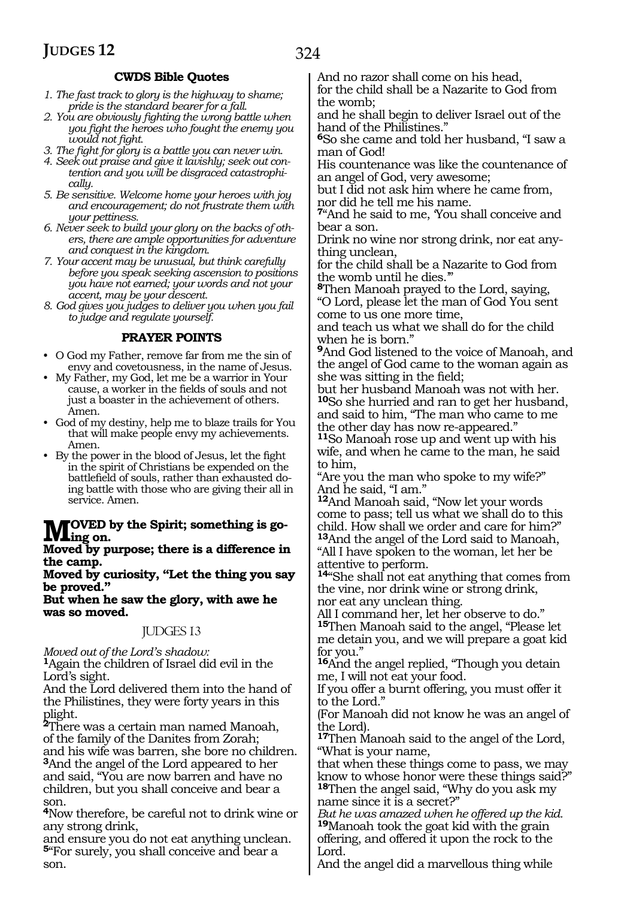### CWDS Bible Quotes

1. *The fast track to glory is the highway to shame; pride is the standard bearer for a fall.*
2. *You are obviously fighting the wrong battle when you fight the heroes who fought the enemy you would not fight.*
3. *The fight for glory is a battle you can never win.*
4. *Seek out praise and give it lavishly; seek out contention and you will be disgraced catastrophically.*
5. *Be sensitive. Welcome home your heroes with joy and encouragement; do not frustrate them with your pettiness.*
6. *Never seek to build your glory on the backs of others, there are ample opportunities for adventure and conquest in the kingdom.*
7. *Your accent may be unusual, but think carefully before you speak seeking ascension to positions you have not earned; your words and not your accent, may be your descent.*
8. *God gives you judges to deliver you when you fail to judge and regulate yourself.*

### PRAYER POINTS

- O God my Father, remove far from me the sin of envy and covetousness, in the name of Jesus.
- My Father, my God, let me be a warrior in Your cause, a worker in the fields of souls and not just a boaster in the achievement of others. Amen.
- God of my destiny, help me to blaze trails for You that will make people envy my achievements. Amen.
- By the power in the blood of Jesus, let the fight in the spirit of Christians be expended on the battlefield of souls, rather than exhausted doing battle with those who are giving their all in service. Amen.

**MOVED by the Spirit; something is going on.**
**Moved by purpose; there is a difference in the camp.**
**Moved by curiosity, "Let the thing you say be proved."**
**But when he saw the glory, with awe he was so moved.**

## JUDGES 13

*Moved out of the Lord's shadow:*
**1**Again the children of Israel did evil in the Lord's sight.
And the Lord delivered them into the hand of the Philistines, they were forty years in this plight.
**2**There was a certain man named Manoah, of the family of the Danites from Zorah; and his wife was barren, she bore no children.
**3**And the angel of the Lord appeared to her and said, "You are now barren and have no children, but you shall conceive and bear a son.
**4**Now therefore, be careful not to drink wine or any strong drink,
and ensure you do not eat anything unclean.
**5**"For surely, you shall conceive and bear a son.
And no razor shall come on his head,
for the child shall be a Nazarite to God from the womb;
and he shall begin to deliver Israel out of the hand of the Philistines."
**6**So she came and told her husband, "I saw a man of God!
His countenance was like the countenance of an angel of God, very awesome;
but I did not ask him where he came from, nor did he tell me his name.
**7**"And he said to me, 'You shall conceive and bear a son.
Drink no wine nor strong drink, nor eat anything unclean,
for the child shall be a Nazarite to God from the womb until he dies.'"
**8**Then Manoah prayed to the Lord, saying, "O Lord, please let the man of God You sent come to us one more time,
and teach us what we shall do for the child when he is born."
**9**And God listened to the voice of Manoah, and the angel of God came to the woman again as she was sitting in the field;
but her husband Manoah was not with her.
**10**So she hurried and ran to get her husband, and said to him, "The man who came to me the other day has now re-appeared."
**11**So Manoah rose up and went up with his wife, and when he came to the man, he said to him,
"Are you the man who spoke to my wife?"
And he said, "I am."
**12**And Manoah said, "Now let your words come to pass; tell us what we shall do to this child. How shall we order and care for him?"
**13**And the angel of the Lord said to Manoah, "All I have spoken to the woman, let her be attentive to perform.
**14**"She shall not eat anything that comes from the vine, nor drink wine or strong drink,
nor eat any unclean thing.
All I command her, let her observe to do."
**15**Then Manoah said to the angel, "Please let me detain you, and we will prepare a goat kid for you."
**16**And the angel replied, "Though you detain me, I will not eat your food.
If you offer a burnt offering, you must offer it to the Lord."
(For Manoah did not know he was an angel of the Lord).
**17**Then Manoah said to the angel of the Lord, "What is your name,
that when these things come to pass, we may know to whose honor were these things said?"
**18**Then the angel said, "Why do you ask my name since it is a secret?"
*But he was amazed when he offered up the kid.*
**19**Manoah took the goat kid with the grain offering, and offered it upon the rock to the Lord.
And the angel did a marvellous thing while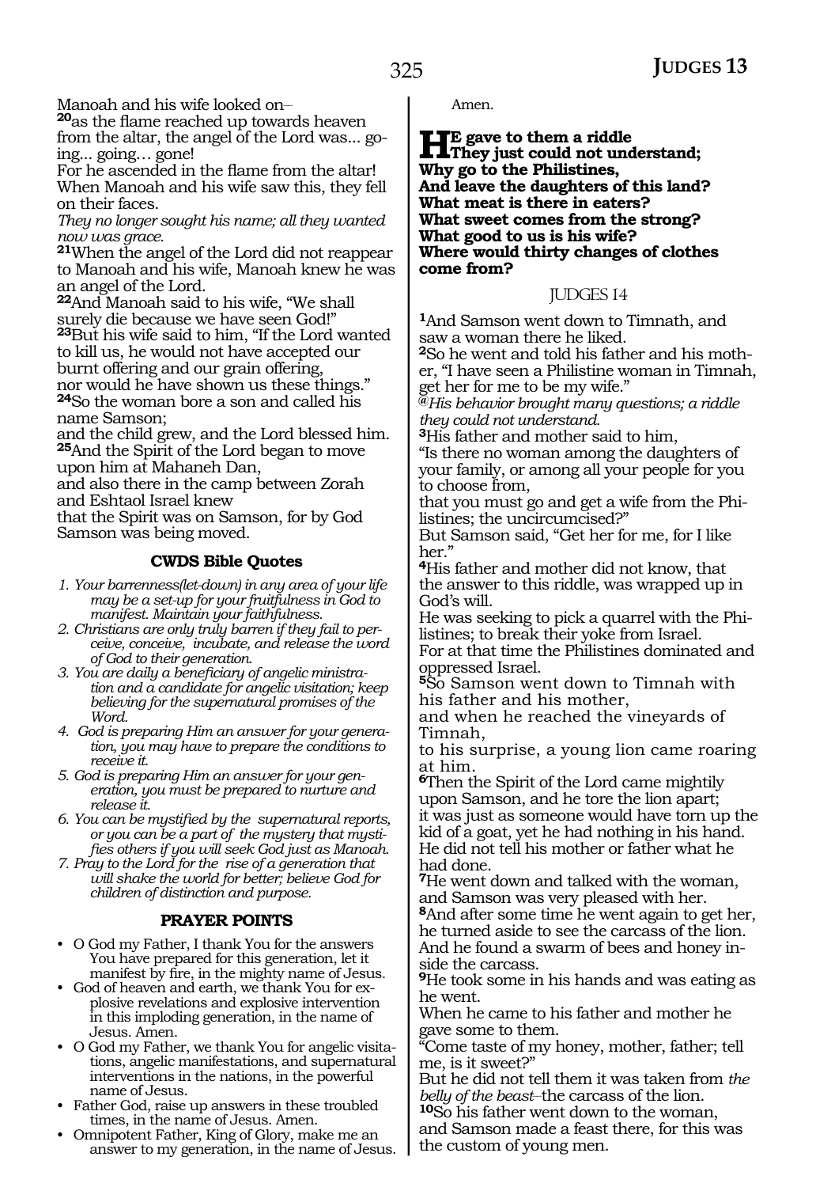Manoah and his wife looked on–

**20**as the flame reached up towards heaven from the altar, the angel of the Lord was... going... going… gone!

For he ascended in the flame from the altar! When Manoah and his wife saw this, they fell on their faces.

*They no longer sought his name; all they wanted now was grace.*

**21**When the angel of the Lord did not reappear to Manoah and his wife, Manoah knew he was an angel of the Lord.

**22**And Manoah said to his wife, "We shall surely die because we have seen God!"

**23**But his wife said to him, "If the Lord wanted to kill us, he would not have accepted our burnt offering and our grain offering, nor would he have shown us these things."

**24**So the woman bore a son and called his name Samson;

and the child grew, and the Lord blessed him.

**25**And the Spirit of the Lord began to move upon him at Mahaneh Dan,

and also there in the camp between Zorah and Eshtaol Israel knew

that the Spirit was on Samson, for by God Samson was being moved.

### CWDS Bible Quotes

1. *Your barrenness(let-down) in any area of your life may be a set-up for your fruitfulness in God to manifest. Maintain your faithfulness.*
2. *Christians are only truly barren if they fail to perceive, conceive, incubate, and release the word of God to their generation.*
3. *You are daily a beneficiary of angelic ministration and a candidate for angelic visitation; keep believing for the supernatural promises of the Word.*
4. *God is preparing Him an answer for your generation, you may have to prepare the conditions to receive it.*
5. *God is preparing Him an answer for your generation, you must be prepared to nurture and release it.*
6. *You can be mystified by the supernatural reports, or you can be a part of the mystery that mystifies others if you will seek God just as Manoah.*
7. *Pray to the Lord for the rise of a generation that will shake the world for better; believe God for children of distinction and purpose.*

### PRAYER POINTS

- O God my Father, I thank You for the answers You have prepared for this generation, let it manifest by fire, in the mighty name of Jesus.
- God of heaven and earth, we thank You for explosive revelations and explosive intervention in this imploding generation, in the name of Jesus. Amen.
- O God my Father, we thank You for angelic visitations, angelic manifestations, and supernatural interventions in the nations, in the powerful name of Jesus.
- Father God, raise up answers in these troubled times, in the name of Jesus. Amen.
- Omnipotent Father, King of Glory, make me an answer to my generation, in the name of Jesus. Amen.

**HE gave to them a riddle**
**They just could not understand;**
**Why go to the Philistines,**
**And leave the daughters of this land?**
**What meat is there in eaters?**
**What sweet comes from the strong?**
**What good to us is his wife?**
**Where would thirty changes of clothes come from?**

## JUDGES 14

**1**And Samson went down to Timnath, and saw a woman there he liked.

**2**So he went and told his father and his mother, "I have seen a Philistine woman in Timnah, get her for me to be my wife."

*@His behavior brought many questions; a riddle they could not understand.*

**3**His father and mother said to him,

"Is there no woman among the daughters of your family, or among all your people for you to choose from,

that you must go and get a wife from the Philistines; the uncircumcised?"

But Samson said, "Get her for me, for I like her."

**4**His father and mother did not know, that the answer to this riddle, was wrapped up in God's will.

He was seeking to pick a quarrel with the Philistines; to break their yoke from Israel.

For at that time the Philistines dominated and oppressed Israel.

**5**So Samson went down to Timnah with his father and his mother,

and when he reached the vineyards of Timnah,

to his surprise, a young lion came roaring at him.

**6**Then the Spirit of the Lord came mightily upon Samson, and he tore the lion apart;

it was just as someone would have torn up the kid of a goat, yet he had nothing in his hand.

He did not tell his mother or father what he had done.

**7**He went down and talked with the woman, and Samson was very pleased with her.

**8**And after some time he went again to get her, he turned aside to see the carcass of the lion.

And he found a swarm of bees and honey inside the carcass.

**9**He took some in his hands and was eating as he went.

When he came to his father and mother he gave some to them.

"Come taste of my honey, mother, father; tell me, is it sweet?"

But he did not tell them it was taken from *the belly of the beast*–the carcass of the lion.

**10**So his father went down to the woman, and Samson made a feast there, for this was the custom of young men.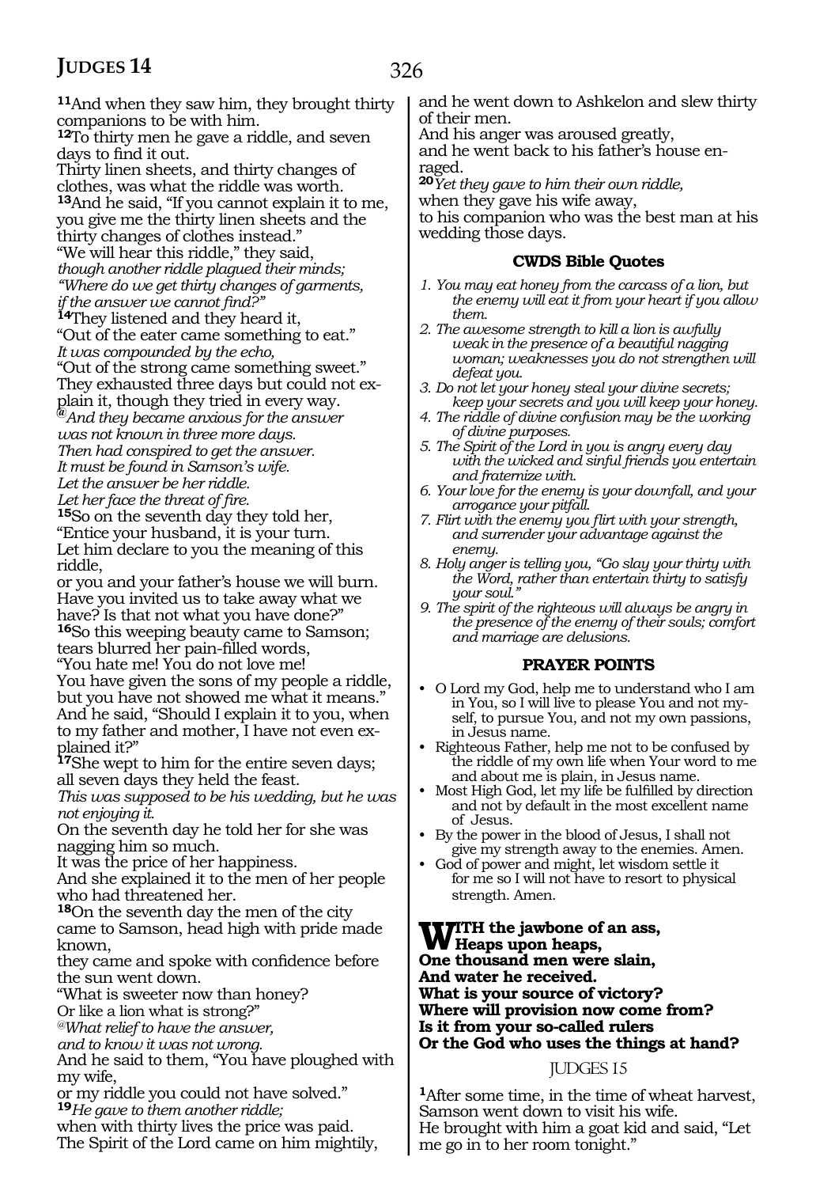**11**And when they saw him, they brought thirty companions to be with him.
**12**To thirty men he gave a riddle, and seven days to find it out.
Thirty linen sheets, and thirty changes of clothes, was what the riddle was worth.
**13**And he said, "If you cannot explain it to me, you give me the thirty linen sheets and the thirty changes of clothes instead."
"We will hear this riddle," they said,
*though another riddle plagued their minds;*
*"Where do we get thirty changes of garments, if the answer we cannot find?"*
**14**They listened and they heard it,
"Out of the eater came something to eat."
*It was compounded by the echo,*
"Out of the strong came something sweet."
They exhausted three days but could not explain it, though they tried in every way.
*@And they became anxious for the answer*
*was not known in three more days.*
*Then had conspired to get the answer.*
*It must be found in Samson's wife.*
*Let the answer be her riddle.*
*Let her face the threat of fire.*
**15**So on the seventh day they told her,
"Entice your husband, it is your turn.
Let him declare to you the meaning of this riddle,
or you and your father's house we will burn.
Have you invited us to take away what we have? Is that not what you have done?"
**16**So this weeping beauty came to Samson;
tears blurred her pain-filled words,
"You hate me! You do not love me!
You have given the sons of my people a riddle, but you have not showed me what it means."
And he said, "Should I explain it to you, when to my father and mother, I have not even explained it?"
**17**She wept to him for the entire seven days;
all seven days they held the feast.
*This was supposed to be his wedding, but he was not enjoying it.*
On the seventh day he told her for she was nagging him so much.
It was the price of her happiness.
And she explained it to the men of her people who had threatened her.
**18**On the seventh day the men of the city came to Samson, head high with pride made known,
they came and spoke with confidence before the sun went down.
"What is sweeter now than honey?
Or like a lion what is strong?"
*@What relief to have the answer,*
*and to know it was not wrong.*
And he said to them, "You have ploughed with my wife,
or my riddle you could not have solved."
**19***He gave to them another riddle;*
when with thirty lives the price was paid.
The Spirit of the Lord came on him mightily,
and he went down to Ashkelon and slew thirty of their men.
And his anger was aroused greatly,
and he went back to his father's house enraged.
**20***Yet they gave to him their own riddle,*
when they gave his wife away,
to his companion who was the best man at his wedding those days.

### CWDS Bible Quotes

1. *You may eat honey from the carcass of a lion, but the enemy will eat it from your heart if you allow them.*
2. *The awesome strength to kill a lion is awfully weak in the presence of a beautiful nagging woman; weaknesses you do not strengthen will defeat you.*
3. *Do not let your honey steal your divine secrets; keep your secrets and you will keep your honey.*
4. *The riddle of divine confusion may be the working of divine purposes.*
5. *The Spirit of the Lord in you is angry every day with the wicked and sinful friends you entertain and fraternize with.*
6. *Your love for the enemy is your downfall, and your arrogance your pitfall.*
7. *Flirt with the enemy you flirt with your strength, and surrender your advantage against the enemy.*
8. *Holy anger is telling you, "Go slay your thirty with the Word, rather than entertain thirty to satisfy your soul."*
9. *The spirit of the righteous will always be angry in the presence of the enemy of their souls; comfort and marriage are delusions.*

### PRAYER POINTS

- O Lord my God, help me to understand who I am in You, so I will live to please You and not myself, to pursue You, and not my own passions, in Jesus name.
- Righteous Father, help me not to be confused by the riddle of my own life when Your word to me and about me is plain, in Jesus name.
- Most High God, let my life be fulfilled by direction and not by default in the most excellent name of Jesus.
- By the power in the blood of Jesus, I shall not give my strength away to the enemies. Amen.
- God of power and might, let wisdom settle it for me so I will not have to resort to physical strength. Amen.

**WITH the jawbone of an ass,**
**Heaps upon heaps,**
**One thousand men were slain,**
**And water he received.**
**What is your source of victory?**
**Where will provision now come from?**
**Is it from your so-called rulers**
**Or the God who uses the things at hand?**

## JUDGES 15

**1**After some time, in the time of wheat harvest, Samson went down to visit his wife.
He brought with him a goat kid and said, "Let me go in to her room tonight."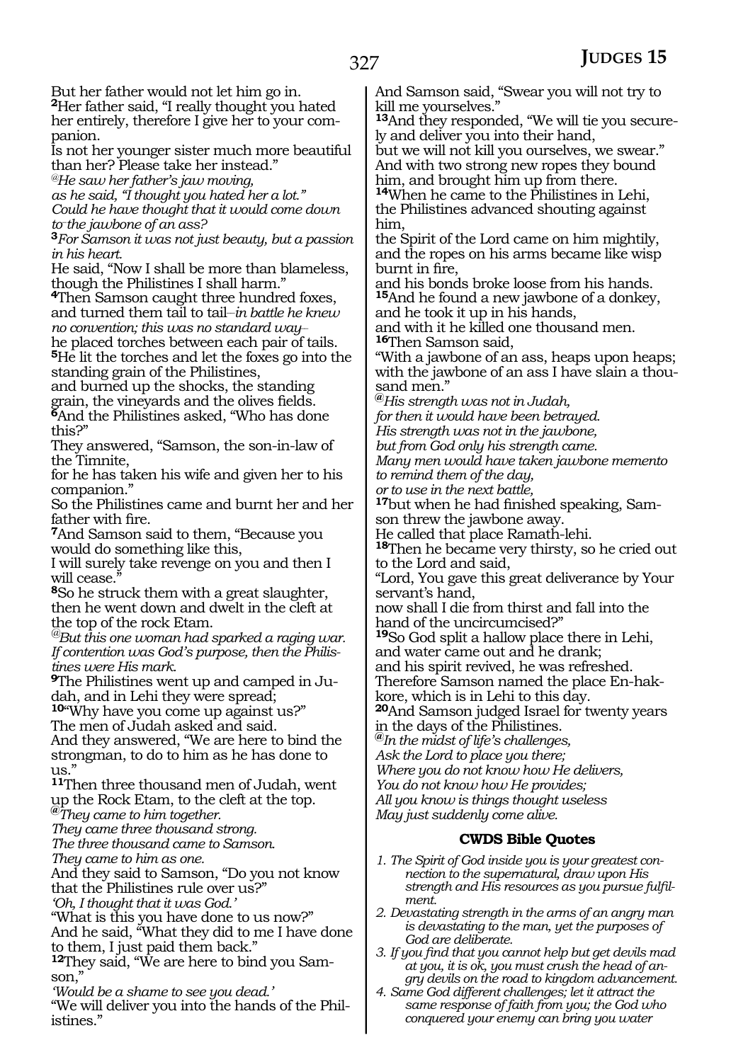But her father would not let him go in.
**2**Her father said, "I really thought you hated her entirely, therefore I give her to your companion.
Is not her younger sister much more beautiful than her? Please take her instead."
*@He saw her father's jaw moving,*
*as he said, "I thought you hated her a lot."*
*Could he have thought that it would come down to the jawbone of an ass?*
**3***For Samson it was not just beauty, but a passion in his heart.*
He said, "Now I shall be more than blameless, though the Philistines I shall harm."
**4**Then Samson caught three hundred foxes, and turned them tail to tail–*in battle he knew no convention; this was no standard way*–
he placed torches between each pair of tails.
**5**He lit the torches and let the foxes go into the standing grain of the Philistines,
and burned up the shocks, the standing grain, the vineyards and the olives fields.
**6**And the Philistines asked, "Who has done this?"
They answered, "Samson, the son-in-law of the Timnite,
for he has taken his wife and given her to his companion."
So the Philistines came and burnt her and her father with fire.
**7**And Samson said to them, "Because you would do something like this,
I will surely take revenge on you and then I will cease."
**8**So he struck them with a great slaughter, then he went down and dwelt in the cleft at the top of the rock Etam.
*@But this one woman had sparked a raging war.*
*If contention was God's purpose, then the Philistines were His mark.*
**9**The Philistines went up and camped in Judah, and in Lehi they were spread;
**10**"Why have you come up against us?"
The men of Judah asked and said.
And they answered, "We are here to bind the strongman, to do to him as he has done to us."
**11**Then three thousand men of Judah, went up the Rock Etam, to the cleft at the top.
*@They came to him together.*
*They came three thousand strong.*
*The three thousand came to Samson.*
*They came to him as one.*
And they said to Samson, "Do you not know that the Philistines rule over us?"
*'Oh, I thought that it was God.'*
"What is this you have done to us now?"
And he said, "What they did to me I have done to them, I just paid them back."
**12**They said, "We are here to bind you Samson,"
*'Would be a shame to see you dead.'*
"We will deliver you into the hands of the Philistines."
And Samson said, "Swear you will not try to kill me yourselves."
**13**And they responded, "We will tie you securely and deliver you into their hand,
but we will not kill you ourselves, we swear."
And with two strong new ropes they bound him, and brought him up from there.
**14**When he came to the Philistines in Lehi, the Philistines advanced shouting against him,
the Spirit of the Lord came on him mightily, and the ropes on his arms became like wisp burnt in fire,
and his bonds broke loose from his hands.
**15**And he found a new jawbone of a donkey, and he took it up in his hands,
and with it he killed one thousand men.
**16**Then Samson said,
"With a jawbone of an ass, heaps upon heaps; with the jawbone of an ass I have slain a thousand men."
*@His strength was not in Judah,*
*for then it would have been betrayed.*
*His strength was not in the jawbone,*
*but from God only his strength came.*
*Many men would have taken jawbone memento to remind them of the day,*
*or to use in the next battle,*
**17**but when he had finished speaking, Samson threw the jawbone away.
He called that place Ramath-lehi.
**18**Then he became very thirsty, so he cried out to the Lord and said,
"Lord, You gave this great deliverance by Your servant's hand,
now shall I die from thirst and fall into the hand of the uncircumcised?"
**19**So God split a hallow place there in Lehi, and water came out and he drank;
and his spirit revived, he was refreshed.
Therefore Samson named the place En-hakkore, which is in Lehi to this day.
**20**And Samson judged Israel for twenty years in the days of the Philistines.
*@In the midst of life's challenges,*
*Ask the Lord to place you there;*
*Where you do not know how He delivers,*
*You do not know how He provides;*
*All you know is things thought useless*
*May just suddenly come alive.*

### CWDS Bible Quotes

1. *The Spirit of God inside you is your greatest connection to the supernatural, draw upon His strength and His resources as you pursue fulfilment.*
2. *Devastating strength in the arms of an angry man is devastating to the man, yet the purposes of God are deliberate.*
3. *If you find that you cannot help but get devils mad at you, it is ok, you must crush the head of angry devils on the road to kingdom advancement.*
4. *Same God different challenges; let it attract the same response of faith from you; the God who conquered your enemy can bring you water*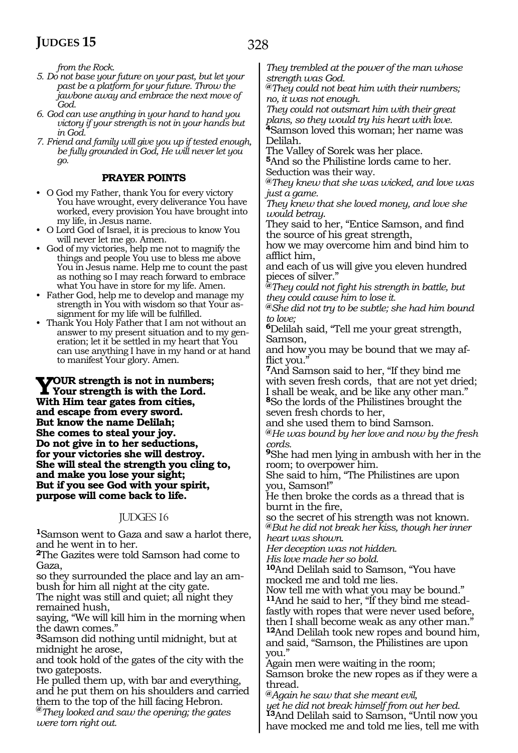*from the Rock.*

5. *Do not base your future on your past, but let your past be a platform for your future. Throw the jawbone away and embrace the next move of God.*
6. *God can use anything in your hand to hand you victory if your strength is not in your hands but in God.*
7. *Friend and family will give you up if tested enough, be fully grounded in God, He will never let you go.*

**PRAYER POINTS**

- O God my Father, thank You for every victory You have wrought, every deliverance You have worked, every provision You have brought into my life, in Jesus name.
- O Lord God of Israel, it is precious to know You will never let me go. Amen.
- God of my victories, help me not to magnify the things and people You use to bless me above You in Jesus name. Help me to count the past as nothing so I may reach forward to embrace what You have in store for my life. Amen.
- Father God, help me to develop and manage my strength in You with wisdom so that Your assignment for my life will be fulfilled.
- Thank You Holy Father that I am not without an answer to my present situation and to my generation; let it be settled in my heart that You can use anything I have in my hand or at hand to manifest Your glory. Amen.

**YOUR strength is not in numbers;**
**Your strength is with the Lord.**
**With Him tear gates from cities,**
**and escape from every sword.**
**But know the name Delilah;**
**She comes to steal your joy.**
**Do not give in to her seductions,**
**for your victories she will destroy.**
**She will steal the strength you cling to,**
**and make you lose your sight;**
**But if you see God with your spirit,**
**purpose will come back to life.**

JUDGES 16

**1**Samson went to Gaza and saw a harlot there, and he went in to her.
**2**The Gazites were told Samson had come to Gaza,
so they surrounded the place and lay an ambush for him all night at the city gate.
The night was still and quiet; all night they remained hush,
saying, "We will kill him in the morning when the dawn comes."
**3**Samson did nothing until midnight, but at midnight he arose,
and took hold of the gates of the city with the two gateposts.
He pulled them up, with bar and everything, and he put them on his shoulders and carried them to the top of the hill facing Hebron.
*@They looked and saw the opening; the gates were torn right out.*
*They trembled at the power of the man whose strength was God.*
*@They could not beat him with their numbers; no, it was not enough.*
*They could not outsmart him with their great plans, so they would try his heart with love.*
**4**Samson loved this woman; her name was Delilah.
The Valley of Sorek was her place.
**5**And so the Philistine lords came to her.
Seduction was their way.
*@They knew that she was wicked, and love was just a game.*
*They knew that she loved money, and love she would betray.*
They said to her, "Entice Samson, and find the source of his great strength,
how we may overcome him and bind him to afflict him,
and each of us will give you eleven hundred pieces of silver."
*@They could not fight his strength in battle, but they could cause him to lose it.*
*@She did not try to be subtle; she had him bound to love;*
**6**Delilah said, "Tell me your great strength, Samson,
and how you may be bound that we may afflict you."
**7**And Samson said to her, "If they bind me with seven fresh cords, that are not yet dried;
I shall be weak, and be like any other man."
**8**So the lords of the Philistines brought the seven fresh chords to her,
and she used them to bind Samson.
*@He was bound by her love and now by the fresh cords.*
**9**She had men lying in ambush with her in the room; to overpower him.
She said to him, "The Philistines are upon you, Samson!"
He then broke the cords as a thread that is burnt in the fire,
so the secret of his strength was not known.
*@But he did not break her kiss, though her inner heart was shown.*
*Her deception was not hidden.*
*His love made her so bold.*
**10**And Delilah said to Samson, "You have mocked me and told me lies.
Now tell me with what you may be bound."
**11**And he said to her, "If they bind me steadfastly with ropes that were never used before, then I shall become weak as any other man."
**12**And Delilah took new ropes and bound him, and said, "Samson, the Philistines are upon you."
Again men were waiting in the room;
Samson broke the new ropes as if they were a thread.
*@Again he saw that she meant evil,*
*yet he did not break himself from out her bed.*
**13**And Delilah said to Samson, "Until now you have mocked me and told me lies, tell me with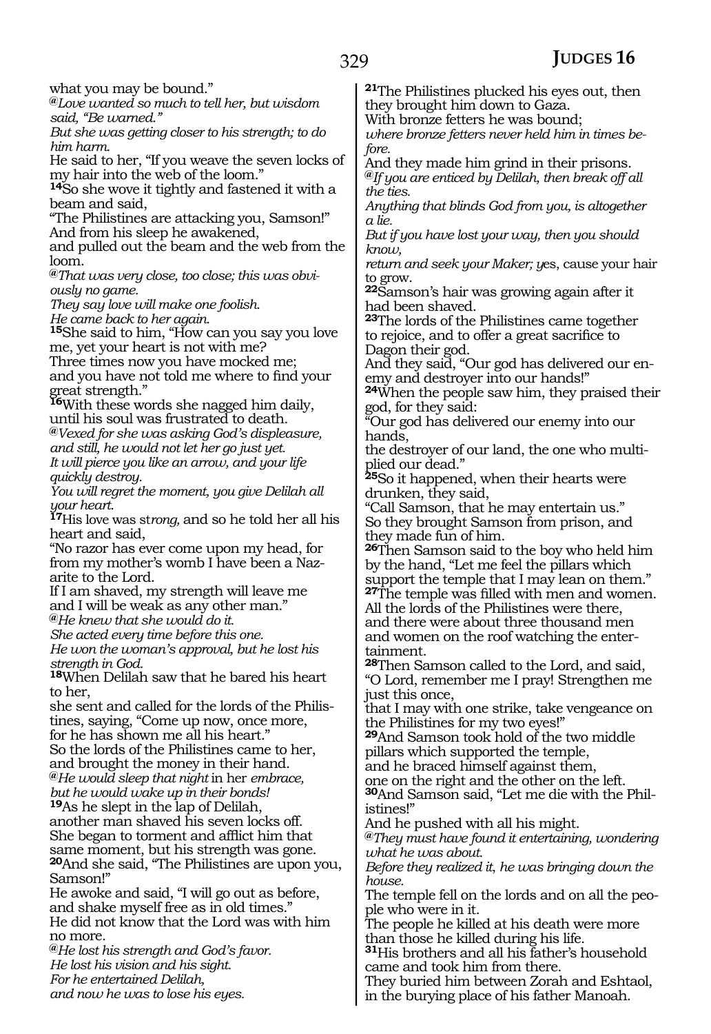what you may be bound."

*@Love wanted so much to tell her, but wisdom said, "Be warned."*
*But she was getting closer to his strength; to do him harm.*

He said to her, "If you weave the seven locks of my hair into the web of the loom."

**14**So she wove it tightly and fastened it with a beam and said,
"The Philistines are attacking you, Samson!"
And from his sleep he awakened,
and pulled out the beam and the web from the loom.

*@That was very close, too close; this was obviously no game.*
*They say love will make one foolish.*
*He came back to her again.*

**15**She said to him, "How can you say you love me, yet your heart is not with me?
Three times now you have mocked me;
and you have not told me where to find your great strength."

**16**With these words she nagged him daily, until his soul was frustrated to death.

*@Vexed for she was asking God's displeasure, and still, he would not let her go just yet.*
*It will pierce you like an arrow, and your life quickly destroy.*
*You will regret the moment, you give Delilah all your heart.*

**17**His love was st*rong,* and so he told her all his heart and said,
"No razor has ever come upon my head, for from my mother's womb I have been a Nazarite to the Lord.
If I am shaved, my strength will leave me and I will be weak as any other man."

*@He knew that she would do it.*
*She acted every time before this one.*
*He won the woman's approval, but he lost his strength in God.*

**18**When Delilah saw that he bared his heart to her,
she sent and called for the lords of the Philistines, saying, "Come up now, once more, for he has shown me all his heart."
So the lords of the Philistines came to her, and brought the money in their hand.

*@He would sleep that night* in her *embrace, but he would wake up in their bonds!*

**19**As he slept in the lap of Delilah,
another man shaved his seven locks off.
She began to torment and afflict him that same moment, but his strength was gone.

**20**And she said, "The Philistines are upon you, Samson!"
He awoke and said, "I will go out as before, and shake myself free as in old times."
He did not know that the Lord was with him no more.

*@He lost his strength and God's favor.*
*He lost his vision and his sight.*
*For he entertained Delilah,*
*and now he was to lose his eyes.*

**21**The Philistines plucked his eyes out, then they brought him down to Gaza.
With bronze fetters he was bound;
*where bronze fetters never held him in times before.*
And they made him grind in their prisons.

*@If you are enticed by Delilah, then break off all the ties.*
*Anything that blinds God from you, is altogether a lie.*
*But if you have lost your way, then you should know,*
*return and seek your Maker; yes, cause your hair to grow.*

**22**Samson's hair was growing again after it had been shaved.

**23**The lords of the Philistines came together to rejoice, and to offer a great sacrifice to Dagon their god.
And they said, "Our god has delivered our enemy and destroyer into our hands!"

**24**When the people saw him, they praised their god, for they said:
"Our god has delivered our enemy into our hands,
the destroyer of our land, the one who multiplied our dead."

**25**So it happened, when their hearts were drunken, they said,
"Call Samson, that he may entertain us."
So they brought Samson from prison, and they made fun of him.

**26**Then Samson said to the boy who held him by the hand, "Let me feel the pillars which support the temple that I may lean on them."

**27**The temple was filled with men and women.
All the lords of the Philistines were there,
and there were about three thousand men and women on the roof watching the entertainment.

**28**Then Samson called to the Lord, and said,
"O Lord, remember me I pray! Strengthen me just this once,
that I may with one strike, take vengeance on the Philistines for my two eyes!"

**29**And Samson took hold of the two middle pillars which supported the temple,
and he braced himself against them,
one on the right and the other on the left.

**30**And Samson said, "Let me die with the Philistines!"
And he pushed with all his might.

*@They must have found it entertaining, wondering what he was about.*
*Before they realized it, he was bringing down the house.*

The temple fell on the lords and on all the people who were in it.
The people he killed at his death were more than those he killed during his life.

**31**His brothers and all his father's household came and took him from there.
They buried him between Zorah and Eshtaol, in the burying place of his father Manoah.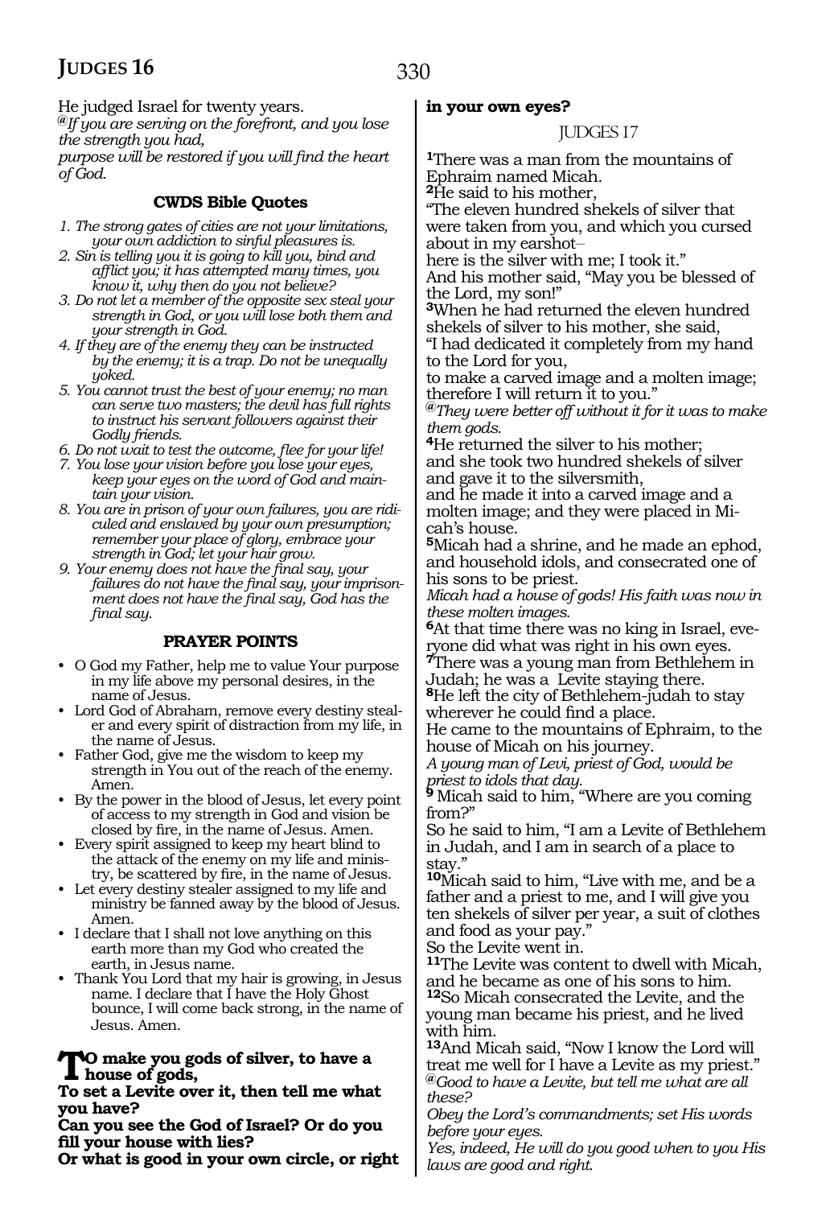He judged Israel for twenty years.
*@If you are serving on the forefront, and you lose the strength you had,*
*purpose will be restored if you will find the heart of God.*

### CWDS Bible Quotes

1. *The strong gates of cities are not your limitations, your own addiction to sinful pleasures is.*
2. *Sin is telling you it is going to kill you, bind and afflict you; it has attempted many times, you know it, why then do you not believe?*
3. *Do not let a member of the opposite sex steal your strength in God, or you will lose both them and your strength in God.*
4. *If they are of the enemy they can be instructed by the enemy; it is a trap. Do not be unequally yoked.*
5. *You cannot trust the best of your enemy; no man can serve two masters; the devil has full rights to instruct his servant followers against their Godly friends.*
6. *Do not wait to test the outcome, flee for your life!*
7. *You lose your vision before you lose your eyes, keep your eyes on the word of God and maintain your vision.*
8. *You are in prison of your own failures, you are ridiculed and enslaved by your own presumption; remember your place of glory, embrace your strength in God; let your hair grow.*
9. *Your enemy does not have the final say, your failures do not have the final say, your imprisonment does not have the final say, God has the final say.*

### PRAYER POINTS

- O God my Father, help me to value Your purpose in my life above my personal desires, in the name of Jesus.
- Lord God of Abraham, remove every destiny stealer and every spirit of distraction from my life, in the name of Jesus.
- Father God, give me the wisdom to keep my strength in You out of the reach of the enemy. Amen.
- By the power in the blood of Jesus, let every point of access to my strength in God and vision be closed by fire, in the name of Jesus. Amen.
- Every spirit assigned to keep my heart blind to the attack of the enemy on my life and ministry, be scattered by fire, in the name of Jesus.
- Let every destiny stealer assigned to my life and ministry be fanned away by the blood of Jesus. Amen.
- I declare that I shall not love anything on this earth more than my God who created the earth, in Jesus name.
- Thank You Lord that my hair is growing, in Jesus name. I declare that I have the Holy Ghost bounce, I will come back strong, in the name of Jesus. Amen.

**To make you gods of silver, to have a house of gods,**
**To set a Levite over it, then tell me what you have?**
**Can you see the God of Israel? Or do you fill your house with lies?**
**Or what is good in your own circle, or right in your own eyes?**

## JUDGES 17

**1**There was a man from the mountains of Ephraim named Micah.
**2**He said to his mother,
"The eleven hundred shekels of silver that were taken from you, and which you cursed about in my earshot–
here is the silver with me; I took it."
And his mother said, "May you be blessed of the Lord, my son!"
**3**When he had returned the eleven hundred shekels of silver to his mother, she said,
"I had dedicated it completely from my hand to the Lord for you,
to make a carved image and a molten image; therefore I will return it to you."
*@They were better off without it for it was to make them gods.*
**4**He returned the silver to his mother;
and she took two hundred shekels of silver and gave it to the silversmith,
and he made it into a carved image and a molten image; and they were placed in Micah's house.
**5**Micah had a shrine, and he made an ephod, and household idols, and consecrated one of his sons to be priest.
*Micah had a house of gods! His faith was now in these molten images.*
**6**At that time there was no king in Israel, everyone did what was right in his own eyes.
**7**There was a young man from Bethlehem in Judah; he was a Levite staying there.
**8**He left the city of Bethlehem-judah to stay wherever he could find a place.
He came to the mountains of Ephraim, to the house of Micah on his journey.
*A young man of Levi, priest of God, would be priest to idols that day.*
**9** Micah said to him, "Where are you coming from?"
So he said to him, "I am a Levite of Bethlehem in Judah, and I am in search of a place to stay."
**10**Micah said to him, "Live with me, and be a father and a priest to me, and I will give you ten shekels of silver per year, a suit of clothes and food as your pay."
So the Levite went in.
**11**The Levite was content to dwell with Micah, and he became as one of his sons to him.
**12**So Micah consecrated the Levite, and the young man became his priest, and he lived with him.
**13**And Micah said, "Now I know the Lord will treat me well for I have a Levite as my priest."
*@Good to have a Levite, but tell me what are all these?*
*Obey the Lord's commandments; set His words before your eyes.*
*Yes, indeed, He will do you good when to you His laws are good and right.*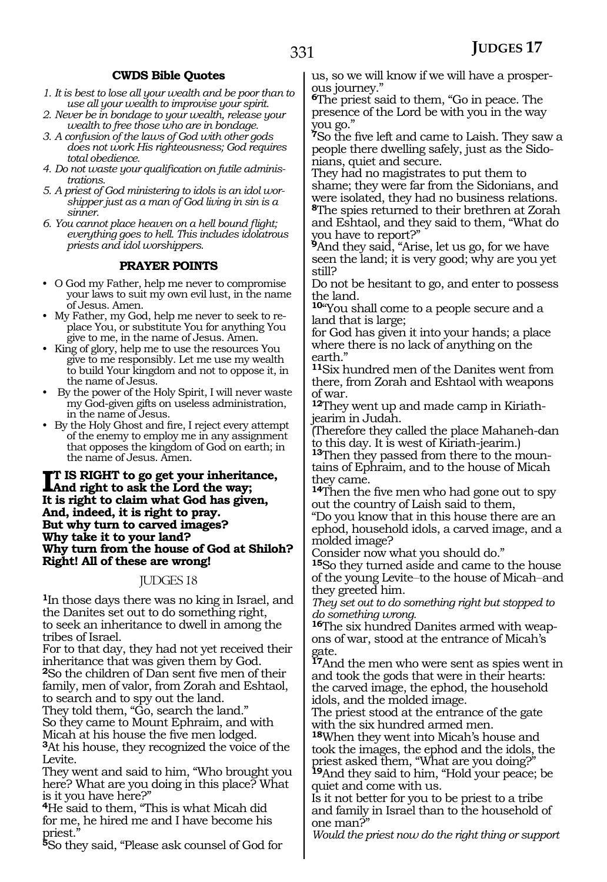### CWDS Bible Quotes

*1. It is best to lose all your wealth and be poor than to use all your wealth to improvise your spirit.*
*2. Never be in bondage to your wealth, release your wealth to free those who are in bondage.*
*3. A confusion of the laws of God with other gods does not work His righteousness; God requires total obedience.*
*4. Do not waste your qualification on futile administrations.*
*5. A priest of God ministering to idols is an idol worshipper just as a man of God living in sin is a sinner.*
*6. You cannot place heaven on a hell bound flight; everything goes to hell. This includes idolatrous priests and idol worshippers.*

### PRAYER POINTS

- O God my Father, help me never to compromise your laws to suit my own evil lust, in the name of Jesus. Amen.
- My Father, my God, help me never to seek to replace You, or substitute You for anything You give to me, in the name of Jesus. Amen.
- King of glory, help me to use the resources You give to me responsibly. Let me use my wealth to build Your kingdom and not to oppose it, in the name of Jesus.
- By the power of the Holy Spirit, I will never waste my God-given gifts on useless administration, in the name of Jesus.
- By the Holy Ghost and fire, I reject every attempt of the enemy to employ me in any assignment that opposes the kingdom of God on earth; in the name of Jesus. Amen.

**IT IS RIGHT to go get your inheritance,**
**And right to ask the Lord the way;**
**It is right to claim what God has given,**
**And, indeed, it is right to pray.**
**But why turn to carved images?**
**Why take it to your land?**
**Why turn from the house of God at Shiloh?**
**Right! All of these are wrong!**

## JUDGES 18

**1**In those days there was no king in Israel, and the Danites set out to do something right, to seek an inheritance to dwell in among the tribes of Israel.
For to that day, they had not yet received their inheritance that was given them by God.
**2**So the children of Dan sent five men of their family, men of valor, from Zorah and Eshtaol, to search and to spy out the land.
They told them, "Go, search the land."
So they came to Mount Ephraim, and with Micah at his house the five men lodged.
**3**At his house, they recognized the voice of the Levite.
They went and said to him, "Who brought you here? What are you doing in this place? What is it you have here?"
**4**He said to them, "This is what Micah did for me, he hired me and I have become his priest."
**5**So they said, "Please ask counsel of God for us, so we will know if we will have a prosperous journey."
**6**The priest said to them, "Go in peace. The presence of the Lord be with you in the way you go."
**7**So the five left and came to Laish. They saw a people there dwelling safely, just as the Sidonians, quiet and secure.
They had no magistrates to put them to shame; they were far from the Sidonians, and were isolated, they had no business relations.
**8**The spies returned to their brethren at Zorah and Eshtaol, and they said to them, "What do you have to report?"
**9**And they said, "Arise, let us go, for we have seen the land; it is very good; why are you yet still?
Do not be hesitant to go, and enter to possess the land.
**10**"You shall come to a people secure and a land that is large;
for God has given it into your hands; a place where there is no lack of anything on the earth."
**11**Six hundred men of the Danites went from there, from Zorah and Eshtaol with weapons of war.
**12**They went up and made camp in Kiriath-jearim in Judah.
(Therefore they called the place Mahaneh-dan to this day. It is west of Kiriath-jearim.)
**13**Then they passed from there to the mountains of Ephraim, and to the house of Micah they came.
**14**Then the five men who had gone out to spy out the country of Laish said to them,
"Do you know that in this house there are an ephod, household idols, a carved image, and a molded image?
Consider now what you should do."
**15**So they turned aside and came to the house of the young Levite–to the house of Micah–and they greeted him.
*They set out to do something right but stopped to do something wrong.*
**16**The six hundred Danites armed with weapons of war, stood at the entrance of Micah's gate.
**17**And the men who were sent as spies went in and took the gods that were in their hearts: the carved image, the ephod, the household idols, and the molded image.
The priest stood at the entrance of the gate with the six hundred armed men.
**18**When they went into Micah's house and took the images, the ephod and the idols, the priest asked them, "What are you doing?"
**19**And they said to him, "Hold your peace; be quiet and come with us.
Is it not better for you to be priest to a tribe and family in Israel than to the household of one man?"
*Would the priest now do the right thing or support*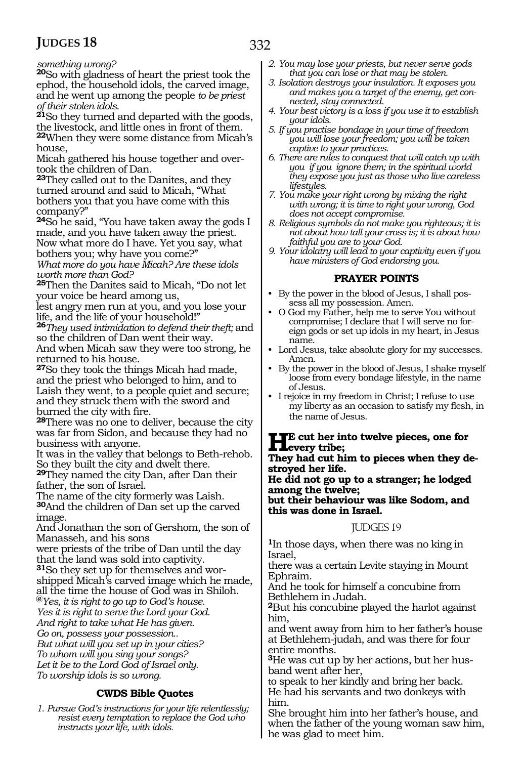*something wrong?*

**20**So with gladness of heart the priest took the ephod, the household idols, the carved image, and he went up among the people *to be priest of their stolen idols.*

**21**So they turned and departed with the goods, the livestock, and little ones in front of them.

**22**When they were some distance from Micah's house,
Micah gathered his house together and overtook the children of Dan.

**23**They called out to the Danites, and they turned around and said to Micah, "What bothers you that you have come with this company?"

**24**So he said, "You have taken away the gods I made, and you have taken away the priest. Now what more do I have. Yet you say, what bothers you; why have you come?"
*What more do you have Micah? Are these idols worth more than God?*

**25**Then the Danites said to Micah, "Do not let your voice be heard among us,
lest angry men run at you, and you lose your life, and the life of your household!"

**26***They used intimidation to defend their theft;* and so the children of Dan went their way.
And when Micah saw they were too strong, he returned to his house.

**27**So they took the things Micah had made, and the priest who belonged to him, and to Laish they went, to a people quiet and secure; and they struck them with the sword and burned the city with fire.

**28**There was no one to deliver, because the city was far from Sidon, and because they had no business with anyone.
It was in the valley that belongs to Beth-rehob.
So they built the city and dwelt there.

**29**They named the city Dan, after Dan their father, the son of Israel.
The name of the city formerly was Laish.

**30**And the children of Dan set up the carved image.
And Jonathan the son of Gershom, the son of Manasseh, and his sons
were priests of the tribe of Dan until the day that the land was sold into captivity.

**31**So they set up for themselves and worshipped Micah's carved image which he made, all the time the house of God was in Shiloh.

*@Yes, it is right to go up to God's house.*
*Yes it is right to serve the Lord your God.*
*And right to take what He has given.*
*Go on, possess your possession..*
*But what will you set up in your cities?*
*To whom will you sing your songs?*
*Let it be to the Lord God of Israel only.*
*To worship idols is so wrong.*

### CWDS Bible Quotes

1. *Pursue God's instructions for your life relentlessly; resist every temptation to replace the God who instructs your life, with idols.*
2. *You may lose your priests, but never serve gods that you can lose or that may be stolen.*
3. *Isolation destroys your insulation. It exposes you and makes you a target of the enemy, get connected, stay connected.*
4. *Your best victory is a loss if you use it to establish your idols.*
5. *If you practise bondage in your time of freedom you will lose your freedom; you will be taken captive to your practices.*
6. *There are rules to conquest that will catch up with you if you ignore them; in the spiritual world they expose you just as those who live careless lifestyles.*
7. *You make your right wrong by mixing the right with wrong; it is time to right your wrong, God does not accept compromise.*
8. *Religious symbols do not make you righteous; it is not about how tall your cross is; it is about how faithful you are to your God.*
9. *Your idolatry will lead to your captivity even if you have ministers of God endorsing you.*

### PRAYER POINTS

- By the power in the blood of Jesus, I shall possess all my possession. Amen.
- O God my Father, help me to serve You without compromise; I declare that I will serve no foreign gods or set up idols in my heart, in Jesus name.
- Lord Jesus, take absolute glory for my successes. Amen.
- By the power in the blood of Jesus, I shake myself loose from every bondage lifestyle, in the name of Jesus.
- I rejoice in my freedom in Christ; I refuse to use my liberty as an occasion to satisfy my flesh, in the name of Jesus.

**He cut her into twelve pieces, one for every tribe;**
**They had cut him to pieces when they destroyed her life.**
**He did not go up to a stranger; he lodged among the twelve;**
**but their behaviour was like Sodom, and this was done in Israel.**

## JUDGES 19

**1**In those days, when there was no king in Israel,
there was a certain Levite staying in Mount Ephraim.
And he took for himself a concubine from Bethlehem in Judah.

**2**But his concubine played the harlot against him,
and went away from him to her father's house at Bethlehem-judah, and was there for four entire months.

**3**He was cut up by her actions, but her husband went after her,
to speak to her kindly and bring her back.
He had his servants and two donkeys with him.
She brought him into her father's house, and when the father of the young woman saw him, he was glad to meet him.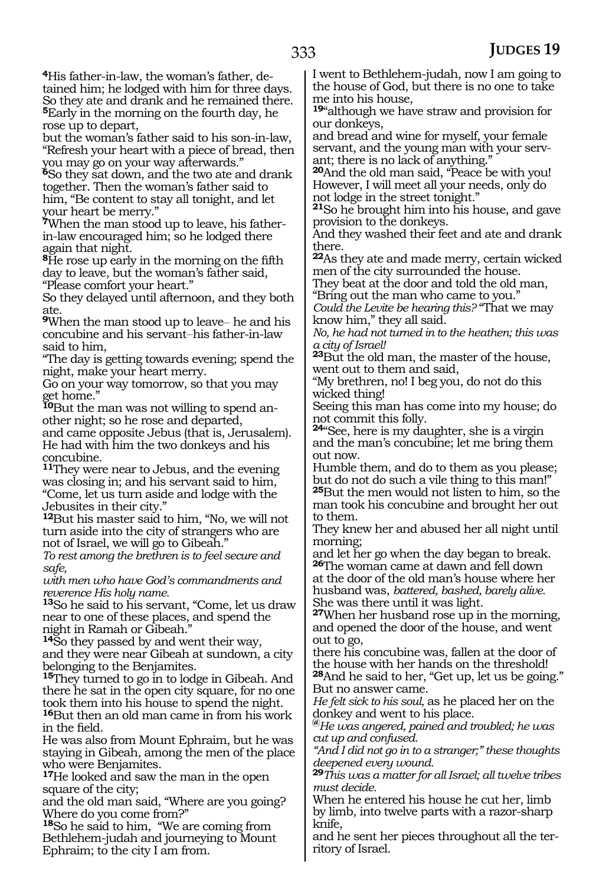[4]His father-in-law, the woman's father, detained him; he lodged with him for three days. So they ate and drank and he remained there.
[5]Early in the morning on the fourth day, he rose up to depart,
but the woman's father said to his son-in-law, "Refresh your heart with a piece of bread, then you may go on your way afterwards."
[6]So they sat down, and the two ate and drank together. Then the woman's father said to him, "Be content to stay all tonight, and let your heart be merry."
[7]When the man stood up to leave, his father-in-law encouraged him; so he lodged there again that night.
[8]He rose up early in the morning on the fifth day to leave, but the woman's father said, "Please comfort your heart."
So they delayed until afternoon, and they both ate.
[9]When the man stood up to leave– he and his concubine and his servant–his father-in-law said to him,
"The day is getting towards evening; spend the night, make your heart merry.
Go on your way tomorrow, so that you may get home."
[10]But the man was not willing to spend another night; so he rose and departed,
and came opposite Jebus (that is, Jerusalem).
He had with him the two donkeys and his concubine.
[11]They were near to Jebus, and the evening was closing in; and his servant said to him, "Come, let us turn aside and lodge with the Jebusites in their city."
[12]But his master said to him, "No, we will not turn aside into the city of strangers who are not of Israel, we will go to Gibeah."
*To rest among the brethren is to feel secure and safe,*
*with men who have God's commandments and reverence His holy name.*
[13]So he said to his servant, "Come, let us draw near to one of these places, and spend the night in Ramah or Gibeah."
[14]So they passed by and went their way,
and they were near Gibeah at sundown, a city belonging to the Benjamites.
[15]They turned to go in to lodge in Gibeah. And there he sat in the open city square, for no one took them into his house to spend the night.
[16]But then an old man came in from his work in the field.
He was also from Mount Ephraim, but he was staying in Gibeah, among the men of the place who were Benjamites.
[17]He looked and saw the man in the open square of the city;
and the old man said, "Where are you going? Where do you come from?"
[18]So he said to him, "We are coming from Bethlehem-judah and journeying to Mount Ephraim; to the city I am from.
I went to Bethlehem-judah, now I am going to the house of God, but there is no one to take me into his house,
[19]"although we have straw and provision for our donkeys,
and bread and wine for myself, your female servant, and the young man with your servant; there is no lack of anything."
[20]And the old man said, "Peace be with you! However, I will meet all your needs, only do not lodge in the street tonight."
[21]So he brought him into his house, and gave provision to the donkeys.
And they washed their feet and ate and drank there.
[22]As they ate and made merry, certain wicked men of the city surrounded the house.
They beat at the door and told the old man, "Bring out the man who came to you."
*Could the Levite be hearing this?* "That we may know him," they all said.
*No, he had not turned in to the heathen; this was a city of Israel!*
[23]But the old man, the master of the house, went out to them and said,
"My brethren, no! I beg you, do not do this wicked thing!
Seeing this man has come into my house; do not commit this folly.
[24]"See, here is my daughter, she is a virgin and the man's concubine; let me bring them out now.
Humble them, and do to them as you please; but do not do such a vile thing to this man!"
[25]But the men would not listen to him, so the man took his concubine and brought her out to them.
They knew her and abused her all night until morning;
and let her go when the day began to break.
[26]The woman came at dawn and fell down at the door of the old man's house where her husband was, *battered, bashed, barely alive.*
She was there until it was light.
[27]When her husband rose up in the morning, and opened the door of the house, and went out to go,
there his concubine was, fallen at the door of the house with her hands on the threshold!
[28]And he said to her, "Get up, let us be going."
But no answer came.
*He felt sick to his soul*, as he placed her on the donkey and went to his place.
*@He was angered, pained and troubled; he was cut up and confused.*
*"And I did not go in to a stranger;" these thoughts deepened every wound.*
[29]*This was a matter for all Israel; all twelve tribes must decide.*
When he entered his house he cut her, limb by limb, into twelve parts with a razor-sharp knife,
and he sent her pieces throughout all the territory of Israel.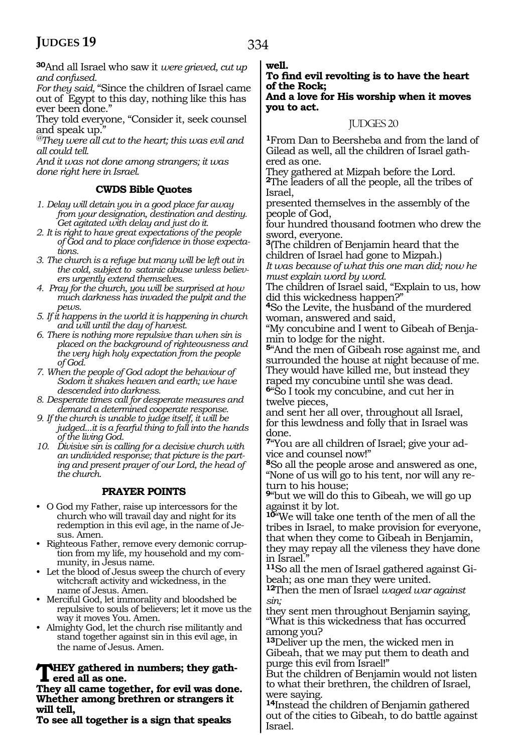**30**And all Israel who saw it *were grieved, cut up and confused.*

*For they said,* "Since the children of Israel came out of Egypt to this day, nothing like this has ever been done."

They told everyone, "Consider it, seek counsel and speak up."

*@They were all cut to the heart; this was evil and all could tell.*

*And it was not done among strangers; it was done right here in Israel.*

### CWDS Bible Quotes

1. *Delay will detain you in a good place far away from your designation, destination and destiny. Get agitated with delay and just do it.*
2. *It is right to have great expectations of the people of God and to place confidence in those expectations.*
3. *The church is a refuge but many will be left out in the cold, subject to satanic abuse unless believers urgently extend themselves.*
4. *Pray for the church, you will be surprised at how much darkness has invaded the pulpit and the pews.*
5. *If it happens in the world it is happening in church and will until the day of harvest.*
6. *There is nothing more repulsive than when sin is placed on the background of righteousness and the very high holy expectation from the people of God.*
7. *When the people of God adopt the behaviour of Sodom it shakes heaven and earth; we have descended into darkness.*
8. *Desperate times call for desperate measures and demand a determined cooperate response.*
9. *If the church is unable to judge itself, it will be judged...it is a fearful thing to fall into the hands of the living God.*
10. *Divisive sin is calling for a decisive church with an undivided response; that picture is the parting and present prayer of our Lord, the head of the church.*

### PRAYER POINTS

- O God my Father, raise up intercessors for the church who will travail day and night for its redemption in this evil age, in the name of Jesus. Amen.
- Righteous Father, remove every demonic corruption from my life, my household and my community, in Jesus name.
- Let the blood of Jesus sweep the church of every witchcraft activity and wickedness, in the name of Jesus. Amen.
- Merciful God, let immorality and bloodshed be repulsive to souls of believers; let it move us the way it moves You. Amen.
- Almighty God, let the church rise militantly and stand together against sin in this evil age, in the name of Jesus. Amen.

**THEY gathered in numbers; they gathered all as one.**
**They all came together, for evil was done.**
**Whether among brethren or strangers it will tell,**
**To see all together is a sign that speaks well.**
**To find evil revolting is to have the heart of the Rock;**
**And a love for His worship when it moves you to act.**

## JUDGES 20

**1**From Dan to Beersheba and from the land of Gilead as well, all the children of Israel gathered as one.

They gathered at Mizpah before the Lord.

**2**The leaders of all the people, all the tribes of Israel,

presented themselves in the assembly of the people of God,

four hundred thousand footmen who drew the sword, everyone.

**3**(The children of Benjamin heard that the children of Israel had gone to Mizpah.)

*It was because of what this one man did; now he must explain word by word.*

The children of Israel said, "Explain to us, how did this wickedness happen?"

**4**So the Levite, the husband of the murdered woman, answered and said,

"My concubine and I went to Gibeah of Benjamin to lodge for the night.

**5**"And the men of Gibeah rose against me, and surrounded the house at night because of me. They would have killed me, but instead they raped my concubine until she was dead.

**6**"So I took my concubine, and cut her in twelve pieces,

and sent her all over, throughout all Israel, for this lewdness and folly that in Israel was done.

**7**"You are all children of Israel; give your advice and counsel now!"

**8**So all the people arose and answered as one, "None of us will go to his tent, nor will any return to his house;

**9**"but we will do this to Gibeah, we will go up against it by lot.

**10**"We will take one tenth of the men of all the tribes in Israel, to make provision for everyone, that when they come to Gibeah in Benjamin, they may repay all the vileness they have done in Israel."

**11**So all the men of Israel gathered against Gibeah; as one man they were united.

**12**Then the men of Israel *waged war against sin;*

they sent men throughout Benjamin saying, "What is this wickedness that has occurred among you?

**13**Deliver up the men, the wicked men in Gibeah, that we may put them to death and purge this evil from Israel!"

But the children of Benjamin would not listen to what their brethren, the children of Israel, were saying.

**14**Instead the children of Benjamin gathered out of the cities to Gibeah, to do battle against Israel.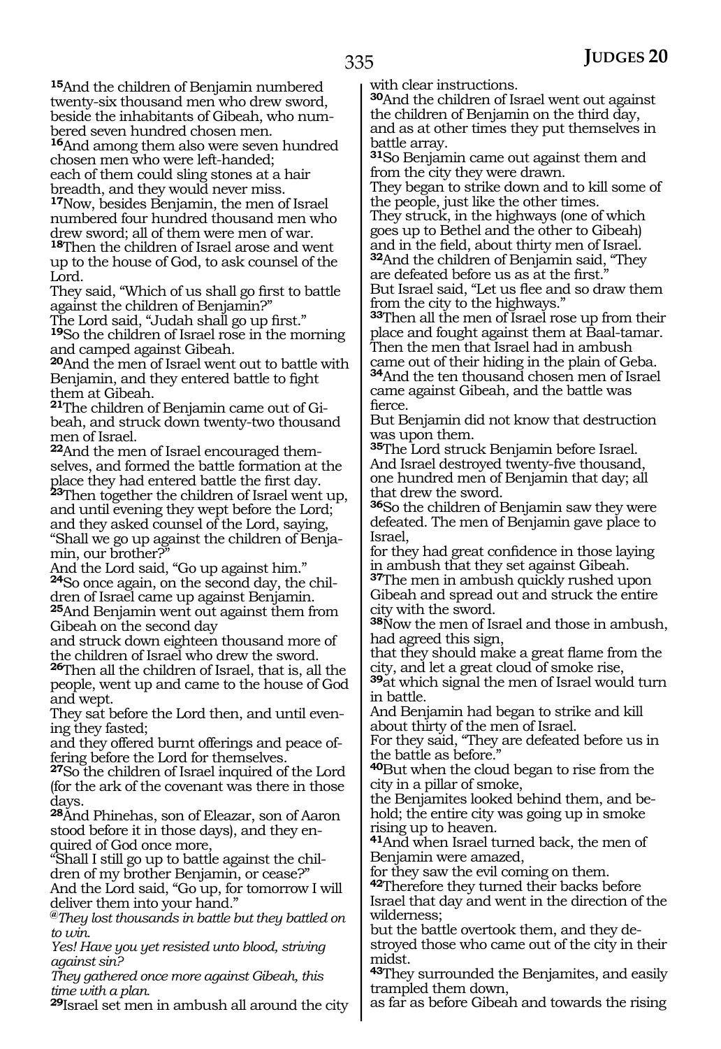[15]And the children of Benjamin numbered twenty-six thousand men who drew sword, beside the inhabitants of Gibeah, who numbered seven hundred chosen men.
[16]And among them also were seven hundred chosen men who were left-handed;
each of them could sling stones at a hair breadth, and they would never miss.
[17]Now, besides Benjamin, the men of Israel numbered four hundred thousand men who drew sword; all of them were men of war.
[18]Then the children of Israel arose and went up to the house of God, to ask counsel of the Lord.
They said, "Which of us shall go first to battle against the children of Benjamin?"
The Lord said, "Judah shall go up first."
[19]So the children of Israel rose in the morning and camped against Gibeah.
[20]And the men of Israel went out to battle with Benjamin, and they entered battle to fight them at Gibeah.
[21]The children of Benjamin came out of Gibeah, and struck down twenty-two thousand men of Israel.
[22]And the men of Israel encouraged themselves, and formed the battle formation at the place they had entered battle the first day.
[23]Then together the children of Israel went up, and until evening they wept before the Lord; and they asked counsel of the Lord, saying, "Shall we go up against the children of Benjamin, our brother?"
And the Lord said, "Go up against him."
[24]So once again, on the second day, the children of Israel came up against Benjamin.
[25]And Benjamin went out against them from Gibeah on the second day
and struck down eighteen thousand more of the children of Israel who drew the sword.
[26]Then all the children of Israel, that is, all the people, went up and came to the house of God and wept.
They sat before the Lord then, and until evening they fasted;
and they offered burnt offerings and peace offering before the Lord for themselves.
[27]So the children of Israel inquired of the Lord (for the ark of the covenant was there in those days.
[28]And Phinehas, son of Eleazar, son of Aaron stood before it in those days), and they enquired of God once more,
"Shall I still go up to battle against the children of my brother Benjamin, or cease?"
And the Lord said, "Go up, for tomorrow I will deliver them into your hand."
*@They lost thousands in battle but they battled on to win.*
*Yes! Have you yet resisted unto blood, striving against sin?*
*They gathered once more against Gibeah, this time with a plan.*
[29]Israel set men in ambush all around the city with clear instructions.
[30]And the children of Israel went out against the children of Benjamin on the third day, and as at other times they put themselves in battle array.
[31]So Benjamin came out against them and from the city they were drawn.
They began to strike down and to kill some of the people, just like the other times.
They struck, in the highways (one of which goes up to Bethel and the other to Gibeah) and in the field, about thirty men of Israel.
[32]And the children of Benjamin said, "They are defeated before us as at the first."
But Israel said, "Let us flee and so draw them from the city to the highways."
[33]Then all the men of Israel rose up from their place and fought against them at Baal-tamar.
Then the men that Israel had in ambush came out of their hiding in the plain of Geba.
[34]And the ten thousand chosen men of Israel came against Gibeah, and the battle was fierce.
But Benjamin did not know that destruction was upon them.
[35]The Lord struck Benjamin before Israel.
And Israel destroyed twenty-five thousand, one hundred men of Benjamin that day; all that drew the sword.
[36]So the children of Benjamin saw they were defeated. The men of Benjamin gave place to Israel,
for they had great confidence in those laying in ambush that they set against Gibeah.
[37]The men in ambush quickly rushed upon Gibeah and spread out and struck the entire city with the sword.
[38]Now the men of Israel and those in ambush, had agreed this sign,
that they should make a great flame from the city, and let a great cloud of smoke rise,
[39]at which signal the men of Israel would turn in battle.
And Benjamin had began to strike and kill about thirty of the men of Israel.
For they said, "They are defeated before us in the battle as before."
[40]But when the cloud began to rise from the city in a pillar of smoke,
the Benjamites looked behind them, and behold; the entire city was going up in smoke rising up to heaven.
[41]And when Israel turned back, the men of Benjamin were amazed,
for they saw the evil coming on them.
[42]Therefore they turned their backs before Israel that day and went in the direction of the wilderness;
but the battle overtook them, and they destroyed those who came out of the city in their midst.
[43]They surrounded the Benjamites, and easily trampled them down,
as far as before Gibeah and towards the rising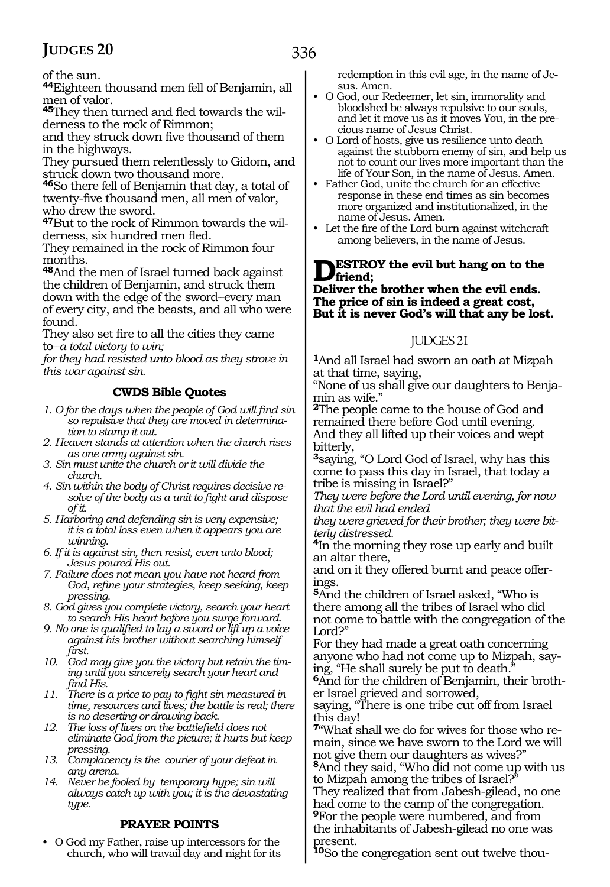of the sun.

**44**Eighteen thousand men fell of Benjamin, all men of valor.

**45**They then turned and fled towards the wilderness to the rock of Rimmon;
and they struck down five thousand of them in the highways.
They pursued them relentlessly to Gidom, and struck down two thousand more.

**46**So there fell of Benjamin that day, a total of twenty-five thousand men, all men of valor, who drew the sword.

**47**But to the rock of Rimmon towards the wilderness, six hundred men fled.
They remained in the rock of Rimmon four months.

**48**And the men of Israel turned back against the children of Benjamin, and struck them down with the edge of the sword–every man of every city, and the beasts, and all who were found.
They also set fire to all the cities they came to–*a total victory to win;*
*for they had resisted unto blood as they strove in this war against sin.*

### CWDS Bible Quotes

1. *O for the days when the people of God will find sin so repulsive that they are moved in determination to stamp it out.*
2. *Heaven stands at attention when the church rises as one army against sin.*
3. *Sin must unite the church or it will divide the church.*
4. *Sin within the body of Christ requires decisive resolve of the body as a unit to fight and dispose of it.*
5. *Harboring and defending sin is very expensive; it is a total loss even when it appears you are winning.*
6. *If it is against sin, then resist, even unto blood; Jesus poured His out.*
7. *Failure does not mean you have not heard from God, refine your strategies, keep seeking, keep pressing.*
8. *God gives you complete victory, search your heart to search His heart before you surge forward.*
9. *No one is qualified to lay a sword or lift up a voice against his brother without searching himself first.*
10. *God may give you the victory but retain the timing until you sincerely search your heart and find His.*
11. *There is a price to pay to fight sin measured in time, resources and lives; the battle is real; there is no deserting or drawing back.*
12. *The loss of lives on the battlefield does not eliminate God from the picture; it hurts but keep pressing.*
13. *Complacency is the courier of your defeat in any arena.*
14. *Never be fooled by temporary hype; sin will always catch up with you; it is the devastating type.*

### PRAYER POINTS

- O God my Father, raise up intercessors for the church, who will travail day and night for its redemption in this evil age, in the name of Jesus. Amen.
- O God, our Redeemer, let sin, immorality and bloodshed be always repulsive to our souls, and let it move us as it moves You, in the precious name of Jesus Christ.
- O Lord of hosts, give us resilience unto death against the stubborn enemy of sin, and help us not to count our lives more important than the life of Your Son, in the name of Jesus. Amen.
- Father God, unite the church for an effective response in these end times as sin becomes more organized and institutionalized, in the name of Jesus. Amen.
- Let the fire of the Lord burn against witchcraft among believers, in the name of Jesus.

**DESTROY the evil but hang on to the friend;**
**Deliver the brother when the evil ends.**
**The price of sin is indeed a great cost,**
**But it is never God's will that any be lost.**

## JUDGES 21

**1**And all Israel had sworn an oath at Mizpah at that time, saying,
"None of us shall give our daughters to Benjamin as wife."

**2**The people came to the house of God and remained there before God until evening.
And they all lifted up their voices and wept bitterly,

**3**saying, "O Lord God of Israel, why has this come to pass this day in Israel, that today a tribe is missing in Israel?"
*They were before the Lord until evening, for now that the evil had ended*
*they were grieved for their brother; they were bitterly distressed.*

**4**In the morning they rose up early and built an altar there,
and on it they offered burnt and peace offerings.

**5**And the children of Israel asked, "Who is there among all the tribes of Israel who did not come to battle with the congregation of the Lord?"
For they had made a great oath concerning anyone who had not come up to Mizpah, saying, "He shall surely be put to death."

**6**And for the children of Benjamin, their brother Israel grieved and sorrowed,
saying, "There is one tribe cut off from Israel this day!

**7**"What shall we do for wives for those who remain, since we have sworn to the Lord we will not give them our daughters as wives?"

**8**And they said, "Who did not come up with us to Mizpah among the tribes of Israel?"
They realized that from Jabesh-gilead, no one had come to the camp of the congregation.

**9**For the people were numbered, and from the inhabitants of Jabesh-gilead no one was present.

**10**So the congregation sent out twelve thou-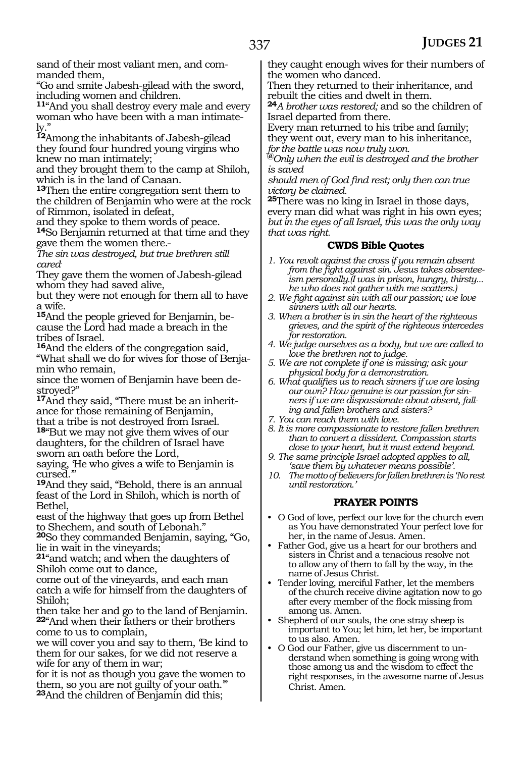sand of their most valiant men, and commanded them,

"Go and smite Jabesh-gilead with the sword, including women and children.

**11**"And you shall destroy every male and every woman who have been with a man intimately."

**12**Among the inhabitants of Jabesh-gilead they found four hundred young virgins who knew no man intimately;

and they brought them to the camp at Shiloh, which is in the land of Canaan.

**13**Then the entire congregation sent them to the children of Benjamin who were at the rock of Rimmon, isolated in defeat,

and they spoke to them words of peace.

**14**So Benjamin returned at that time and they gave them the women there.

*The sin was destroyed, but true brethren still cared.*

They gave them the women of Jabesh-gilead whom they had saved alive,

but they were not enough for them all to have a wife.

**15**And the people grieved for Benjamin, because the Lord had made a breach in the tribes of Israel.

**16**And the elders of the congregation said, "What shall we do for wives for those of Benjamin who remain,

since the women of Benjamin have been destroyed?"

**17**And they said, "There must be an inheritance for those remaining of Benjamin,

that a tribe is not destroyed from Israel.

**18**"But we may not give them wives of our daughters, for the children of Israel have sworn an oath before the Lord,

saying, 'He who gives a wife to Benjamin is cursed.'"

**19**And they said, "Behold, there is an annual feast of the Lord in Shiloh, which is north of Bethel,

east of the highway that goes up from Bethel to Shechem, and south of Lebonah."

**20**So they commanded Benjamin, saying, "Go, lie in wait in the vineyards;

**21**"and watch; and when the daughters of Shiloh come out to dance,

come out of the vineyards, and each man catch a wife for himself from the daughters of Shiloh;

then take her and go to the land of Benjamin.

**22**"And when their fathers or their brothers come to us to complain,

we will cover you and say to them, 'Be kind to them for our sakes, for we did not reserve a wife for any of them in war;

for it is not as though you gave the women to them, so you are not guilty of your oath.'"

**23**And the children of Benjamin did this;

they caught enough wives for their numbers of the women who danced.

Then they returned to their inheritance, and rebuilt the cities and dwelt in them.

**24***A brother was restored;* and so the children of Israel departed from there.

Every man returned to his tribe and family; they went out, every man to his inheritance, *for the battle was now truly won.*

*@Only when the evil is destroyed and the brother is saved*

*should men of God find rest; only then can true victory be claimed.*

**25**There was no king in Israel in those days, every man did what was right in his own eyes; *but in the eyes of all Israel, this was the only way that was right.*

### CWDS Bible Quotes

1. *You revolt against the cross if you remain absent from the fight against sin. Jesus takes absenteeism personally.(I was in prison, hungry, thirsty... he who does not gather with me scatters.)*
2. *We fight against sin with all our passion; we love sinners with all our hearts.*
3. *When a brother is in sin the heart of the righteous grieves, and the spirit of the righteous intercedes for restoration.*
4. *We judge ourselves as a body, but we are called to love the brethren not to judge.*
5. *We are not complete if one is missing; ask your physical body for a demonstration.*
6. *What qualifies us to reach sinners if we are losing our own? How genuine is our passion for sinners if we are dispassionate about absent, falling and fallen brothers and sisters?*
7. *You can reach them with love.*
8. *It is more compassionate to restore fallen brethren than to convert a dissident. Compassion starts close to your heart, but it must extend beyond.*
9. *The same principle Israel adopted applies to all, 'save them by whatever means possible'.*
10. *The motto of believers for fallen brethren is 'No rest until restoration.'*

### PRAYER POINTS

- O God of love, perfect our love for the church even as You have demonstrated Your perfect love for her, in the name of Jesus. Amen.
- Father God, give us a heart for our brothers and sisters in Christ and a tenacious resolve not to allow any of them to fall by the way, in the name of Jesus Christ.
- Tender loving, merciful Father, let the members of the church receive divine agitation now to go after every member of the flock missing from among us. Amen.
- Shepherd of our souls, the one stray sheep is important to You; let him, let her, be important to us also. Amen.
- O God our Father, give us discernment to understand when something is going wrong with those among us and the wisdom to effect the right responses, in the awesome name of Jesus Christ. Amen.